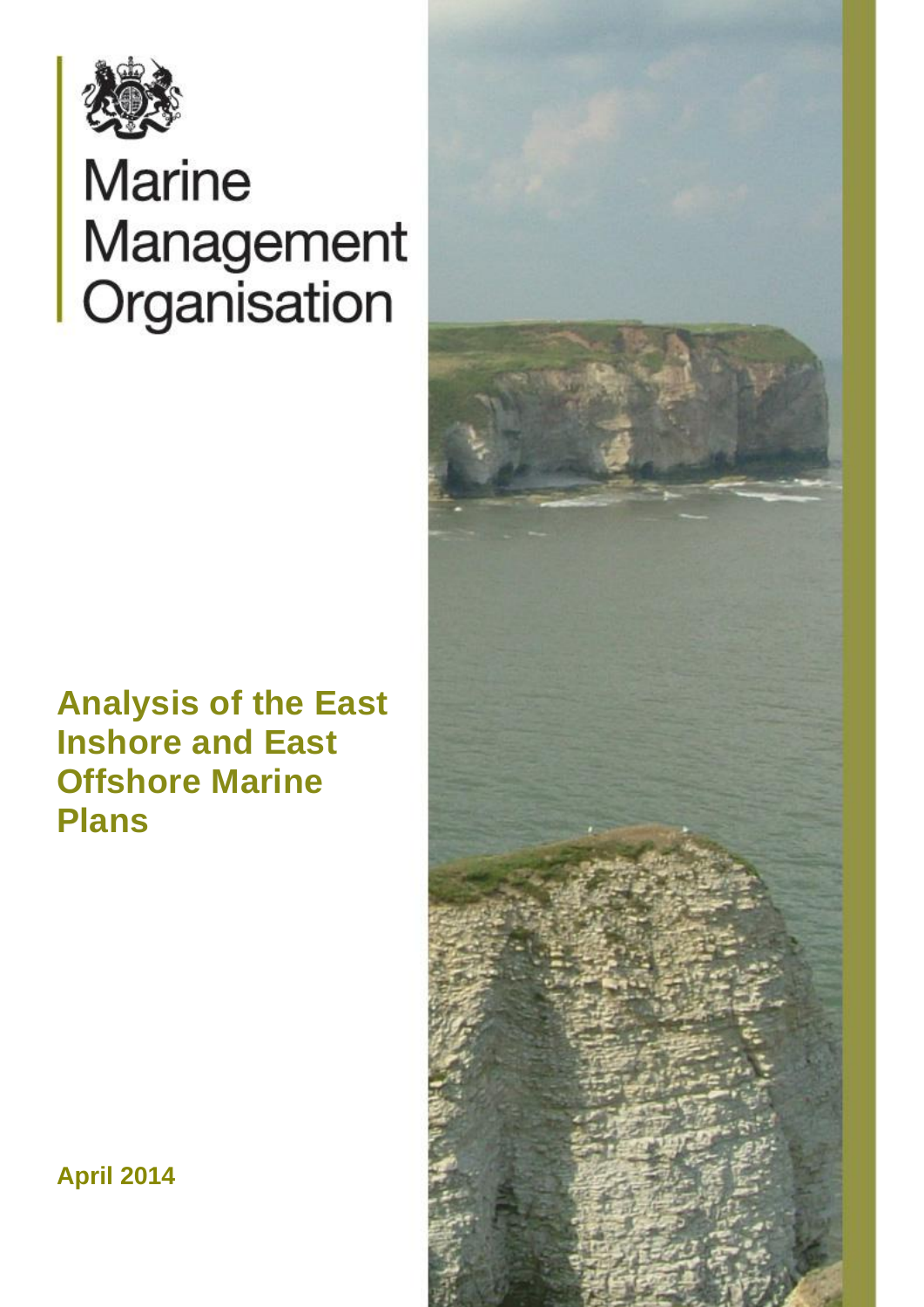Marine Management Organisation

# Analysis of the East Inshore and East Offshore Marine Plans

April 2014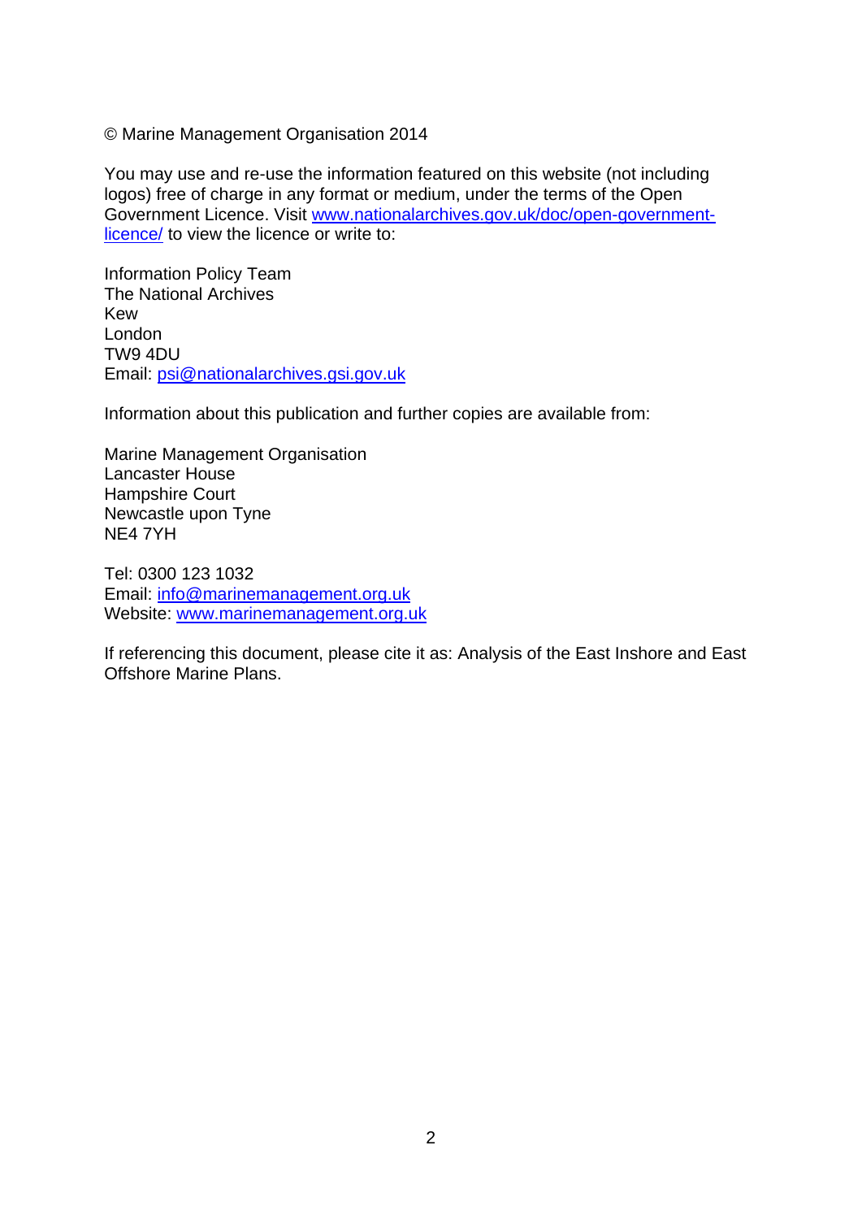© Marine Management Organisation 2014

You may use and re-use the information featured on this website (not including logos) free of charge in any format or medium, under the terms of the Open Government Licence. Visit [www.nationalarchives.gov.uk/doc/open-government-licence/](http://www.nationalarchives.gov.uk/doc/open-government-licence/) to view the licence or write to:

Information Policy Team
The National Archives
Kew
London
TW9 4DU
Email: [psi@nationalarchives.gsi.gov.uk](mailto:psi@nationalarchives.gsi.gov.uk)

Information about this publication and further copies are available from:

Marine Management Organisation
Lancaster House
Hampshire Court
Newcastle upon Tyne
NE4 7YH

Tel: 0300 123 1032
Email: [info@marinemanagement.org.uk](mailto:info@marinemanagement.org.uk)
Website: [www.marinemanagement.org.uk](http://www.marinemanagement.org.uk)

If referencing this document, please cite it as: Analysis of the East Inshore and East Offshore Marine Plans.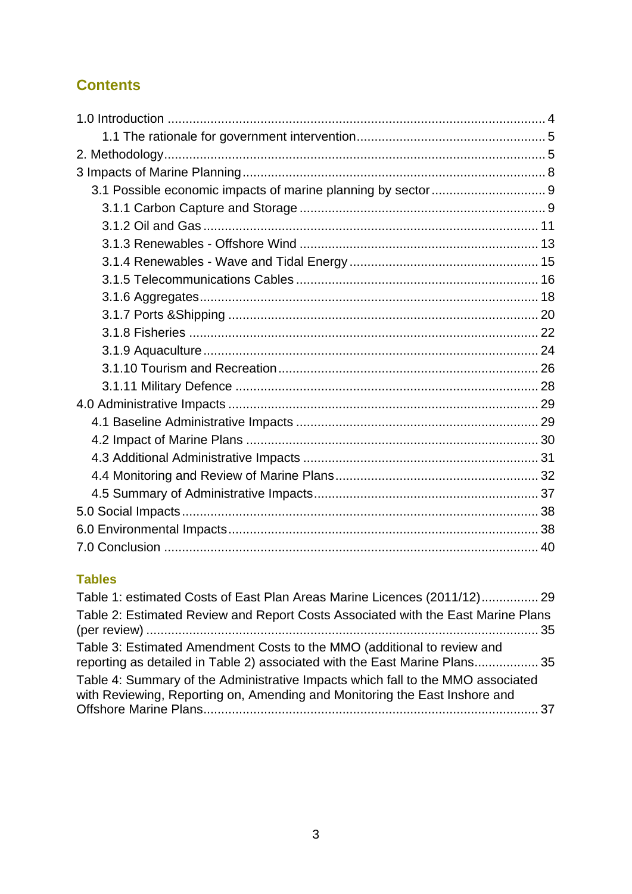## Contents

1.0 Introduction ........................................................................................................ 4
   1.1 The rationale for government intervention.................................................... 5
2. Methodology......................................................................................................... 5
3 Impacts of Marine Planning .................................................................................. 8
  3.1 Possible economic impacts of marine planning by sector ............................... 9
   3.1.1 Carbon Capture and Storage .................................................................... 9
   3.1.2 Oil and Gas ........................................................................................... 11
   3.1.3 Renewables - Offshore Wind ................................................................. 13
   3.1.4 Renewables - Wave and Tidal Energy .................................................... 15
   3.1.5 Telecommunications Cables .................................................................. 16
   3.1.6 Aggregates............................................................................................ 18
   3.1.7 Ports &Shipping ..................................................................................... 20
   3.1.8 Fisheries ............................................................................................... 22
   3.1.9 Aquaculture ........................................................................................... 24
   3.1.10 Tourism and Recreation....................................................................... 26
   3.1.11 Military Defence ................................................................................... 28
4.0 Administrative Impacts ..................................................................................... 29
  4.1 Baseline Administrative Impacts .................................................................. 29
  4.2 Impact of Marine Plans ................................................................................ 30
  4.3 Additional Administrative Impacts ................................................................ 31
  4.4 Monitoring and Review of Marine Plans....................................................... 32
  4.5 Summary of Administrative Impacts............................................................. 37
5.0 Social Impacts.................................................................................................. 38
6.0 Environmental Impacts..................................................................................... 38
7.0 Conclusion ...................................................................................................... 40

### Tables

Table 1: estimated Costs of East Plan Areas Marine Licences (2011/12)................ 29
Table 2: Estimated Review and Report Costs Associated with the East Marine Plans (per review) ............................................................................................ 35
Table 3: Estimated Amendment Costs to the MMO (additional to review and reporting as detailed in Table 2) associated with the East Marine Plans................. 35
Table 4: Summary of the Administrative Impacts which fall to the MMO associated with Reviewing, Reporting on, Amending and Monitoring the East Inshore and Offshore Marine Plans............................................................................................ 37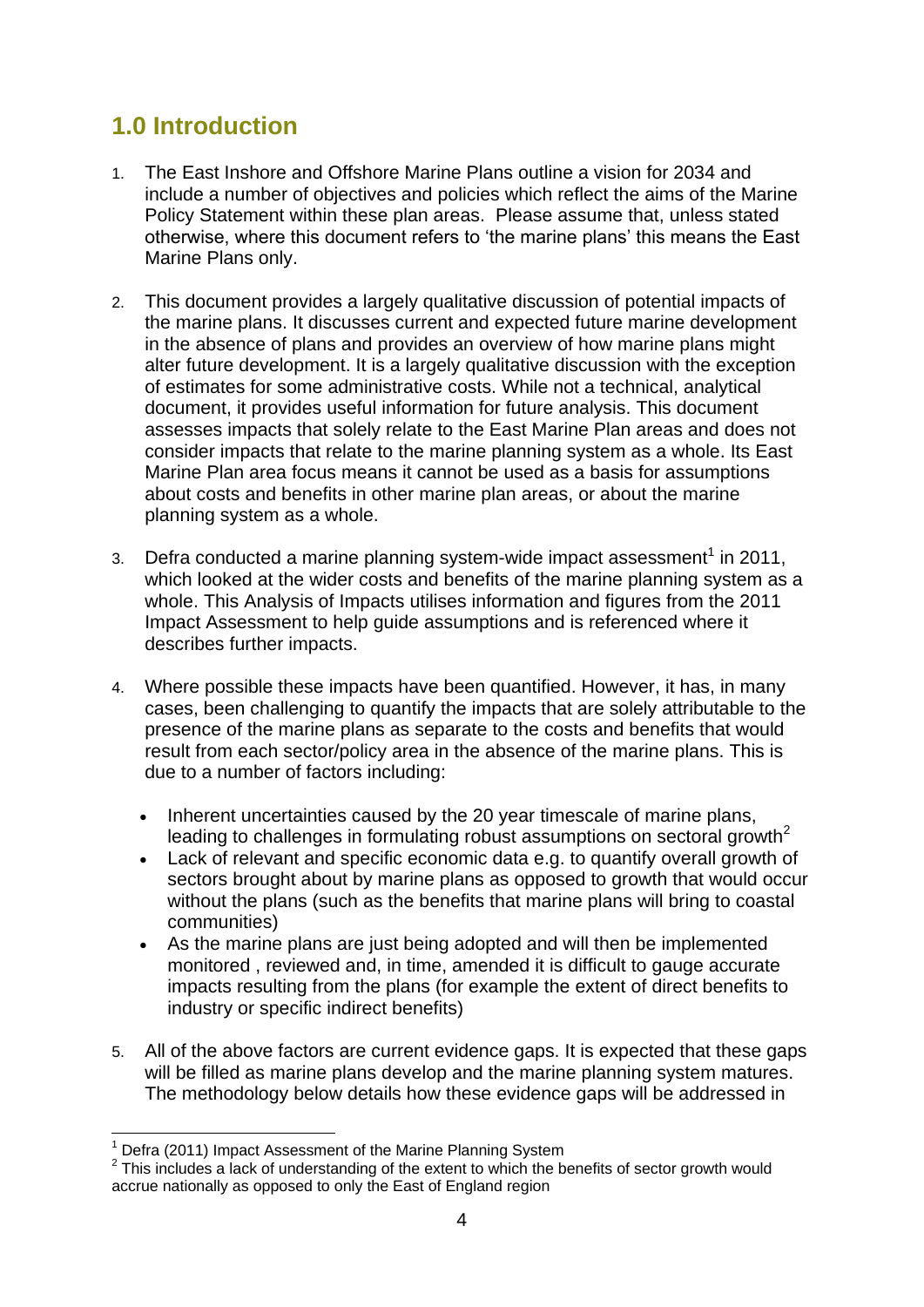## 1.0 Introduction

1. The East Inshore and Offshore Marine Plans outline a vision for 2034 and include a number of objectives and policies which reflect the aims of the Marine Policy Statement within these plan areas. Please assume that, unless stated otherwise, where this document refers to 'the marine plans' this means the East Marine Plans only.

2. This document provides a largely qualitative discussion of potential impacts of the marine plans. It discusses current and expected future marine development in the absence of plans and provides an overview of how marine plans might alter future development. It is a largely qualitative discussion with the exception of estimates for some administrative costs. While not a technical, analytical document, it provides useful information for future analysis. This document assesses impacts that solely relate to the East Marine Plan areas and does not consider impacts that relate to the marine planning system as a whole. Its East Marine Plan area focus means it cannot be used as a basis for assumptions about costs and benefits in other marine plan areas, or about the marine planning system as a whole.

3. Defra conducted a marine planning system-wide impact assessment[1] in 2011, which looked at the wider costs and benefits of the marine planning system as a whole. This Analysis of Impacts utilises information and figures from the 2011 Impact Assessment to help guide assumptions and is referenced where it describes further impacts.

4. Where possible these impacts have been quantified. However, it has, in many cases, been challenging to quantify the impacts that are solely attributable to the presence of the marine plans as separate to the costs and benefits that would result from each sector/policy area in the absence of the marine plans. This is due to a number of factors including:

   - Inherent uncertainties caused by the 20 year timescale of marine plans, leading to challenges in formulating robust assumptions on sectoral growth[2]
   - Lack of relevant and specific economic data e.g. to quantify overall growth of sectors brought about by marine plans as opposed to growth that would occur without the plans (such as the benefits that marine plans will bring to coastal communities)
   - As the marine plans are just being adopted and will then be implemented monitored , reviewed and, in time, amended it is difficult to gauge accurate impacts resulting from the plans (for example the extent of direct benefits to industry or specific indirect benefits)

5. All of the above factors are current evidence gaps. It is expected that these gaps will be filled as marine plans develop and the marine planning system matures. The methodology below details how these evidence gaps will be addressed in

---

[1] Defra (2011) Impact Assessment of the Marine Planning System

[2] This includes a lack of understanding of the extent to which the benefits of sector growth would accrue nationally as opposed to only the East of England region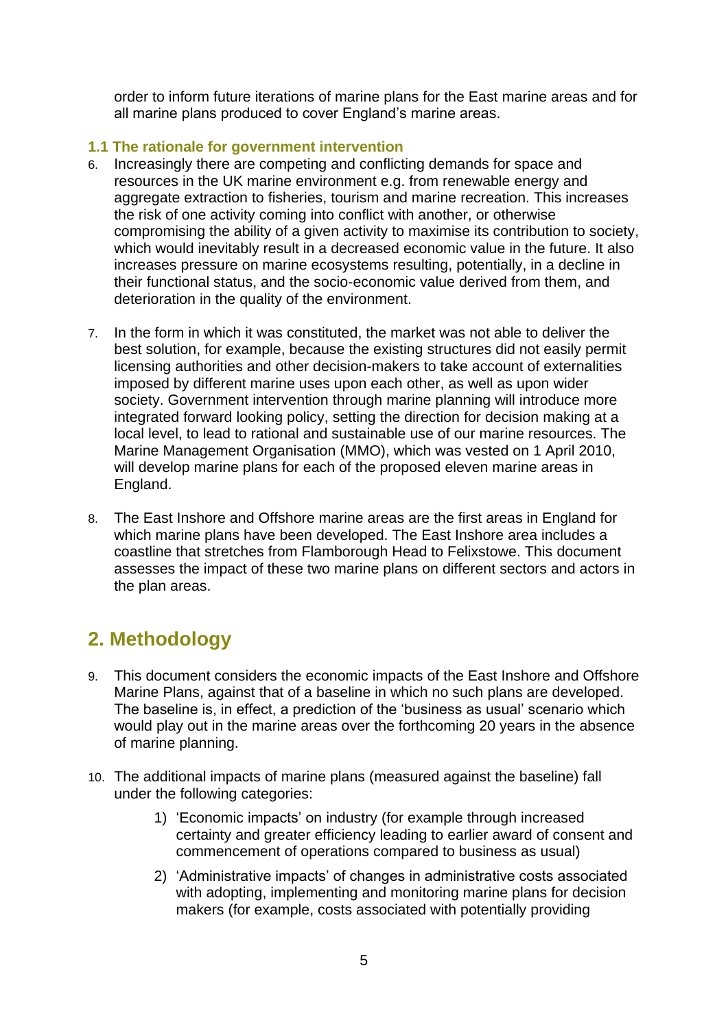order to inform future iterations of marine plans for the East marine areas and for all marine plans produced to cover England's marine areas.

### 1.1 The rationale for government intervention

6. Increasingly there are competing and conflicting demands for space and resources in the UK marine environment e.g. from renewable energy and aggregate extraction to fisheries, tourism and marine recreation. This increases the risk of one activity coming into conflict with another, or otherwise compromising the ability of a given activity to maximise its contribution to society, which would inevitably result in a decreased economic value in the future. It also increases pressure on marine ecosystems resulting, potentially, in a decline in their functional status, and the socio-economic value derived from them, and deterioration in the quality of the environment.

7. In the form in which it was constituted, the market was not able to deliver the best solution, for example, because the existing structures did not easily permit licensing authorities and other decision-makers to take account of externalities imposed by different marine uses upon each other, as well as upon wider society. Government intervention through marine planning will introduce more integrated forward looking policy, setting the direction for decision making at a local level, to lead to rational and sustainable use of our marine resources. The Marine Management Organisation (MMO), which was vested on 1 April 2010, will develop marine plans for each of the proposed eleven marine areas in England.

8. The East Inshore and Offshore marine areas are the first areas in England for which marine plans have been developed. The East Inshore area includes a coastline that stretches from Flamborough Head to Felixstowe. This document assesses the impact of these two marine plans on different sectors and actors in the plan areas.

## 2. Methodology

9. This document considers the economic impacts of the East Inshore and Offshore Marine Plans, against that of a baseline in which no such plans are developed. The baseline is, in effect, a prediction of the 'business as usual' scenario which would play out in the marine areas over the forthcoming 20 years in the absence of marine planning.

10. The additional impacts of marine plans (measured against the baseline) fall under the following categories:

    1) 'Economic impacts' on industry (for example through increased certainty and greater efficiency leading to earlier award of consent and commencement of operations compared to business as usual)

    2) 'Administrative impacts' of changes in administrative costs associated with adopting, implementing and monitoring marine plans for decision makers (for example, costs associated with potentially providing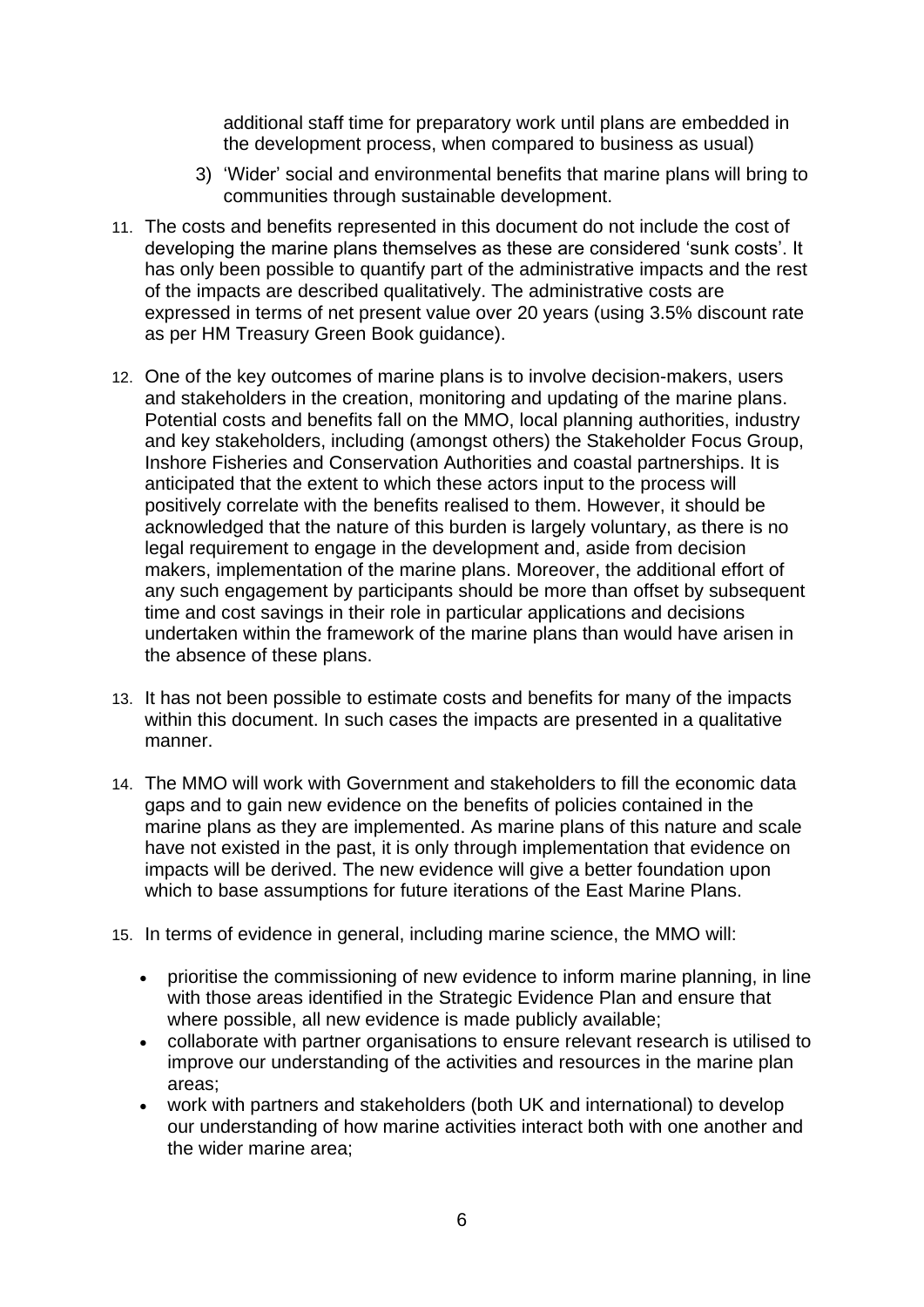additional staff time for preparatory work until plans are embedded in the development process, when compared to business as usual)

3) 'Wider' social and environmental benefits that marine plans will bring to communities through sustainable development.

11. The costs and benefits represented in this document do not include the cost of developing the marine plans themselves as these are considered 'sunk costs'. It has only been possible to quantify part of the administrative impacts and the rest of the impacts are described qualitatively. The administrative costs are expressed in terms of net present value over 20 years (using 3.5% discount rate as per HM Treasury Green Book guidance).

12. One of the key outcomes of marine plans is to involve decision-makers, users and stakeholders in the creation, monitoring and updating of the marine plans. Potential costs and benefits fall on the MMO, local planning authorities, industry and key stakeholders, including (amongst others) the Stakeholder Focus Group, Inshore Fisheries and Conservation Authorities and coastal partnerships. It is anticipated that the extent to which these actors input to the process will positively correlate with the benefits realised to them. However, it should be acknowledged that the nature of this burden is largely voluntary, as there is no legal requirement to engage in the development and, aside from decision makers, implementation of the marine plans. Moreover, the additional effort of any such engagement by participants should be more than offset by subsequent time and cost savings in their role in particular applications and decisions undertaken within the framework of the marine plans than would have arisen in the absence of these plans.

13. It has not been possible to estimate costs and benefits for many of the impacts within this document. In such cases the impacts are presented in a qualitative manner.

14. The MMO will work with Government and stakeholders to fill the economic data gaps and to gain new evidence on the benefits of policies contained in the marine plans as they are implemented. As marine plans of this nature and scale have not existed in the past, it is only through implementation that evidence on impacts will be derived. The new evidence will give a better foundation upon which to base assumptions for future iterations of the East Marine Plans.

15. In terms of evidence in general, including marine science, the MMO will:

    - prioritise the commissioning of new evidence to inform marine planning, in line with those areas identified in the Strategic Evidence Plan and ensure that where possible, all new evidence is made publicly available;
    - collaborate with partner organisations to ensure relevant research is utilised to improve our understanding of the activities and resources in the marine plan areas;
    - work with partners and stakeholders (both UK and international) to develop our understanding of how marine activities interact both with one another and the wider marine area;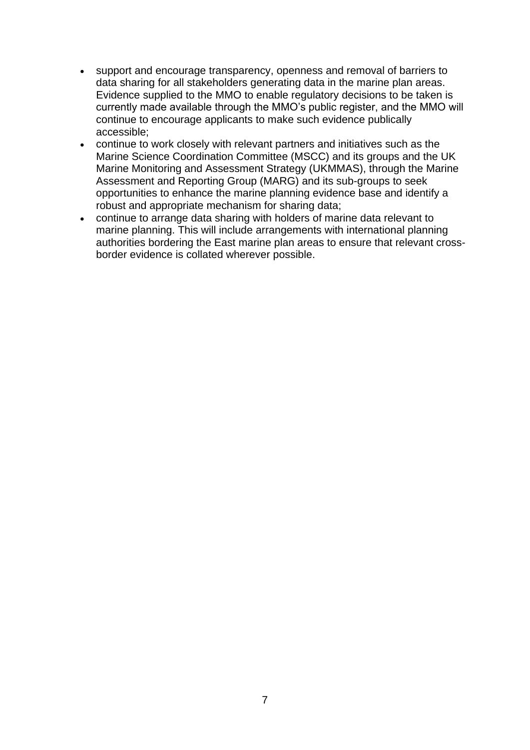- support and encourage transparency, openness and removal of barriers to data sharing for all stakeholders generating data in the marine plan areas. Evidence supplied to the MMO to enable regulatory decisions to be taken is currently made available through the MMO's public register, and the MMO will continue to encourage applicants to make such evidence publically accessible;
- continue to work closely with relevant partners and initiatives such as the Marine Science Coordination Committee (MSCC) and its groups and the UK Marine Monitoring and Assessment Strategy (UKMMAS), through the Marine Assessment and Reporting Group (MARG) and its sub-groups to seek opportunities to enhance the marine planning evidence base and identify a robust and appropriate mechanism for sharing data;
- continue to arrange data sharing with holders of marine data relevant to marine planning. This will include arrangements with international planning authorities bordering the East marine plan areas to ensure that relevant cross-border evidence is collated wherever possible.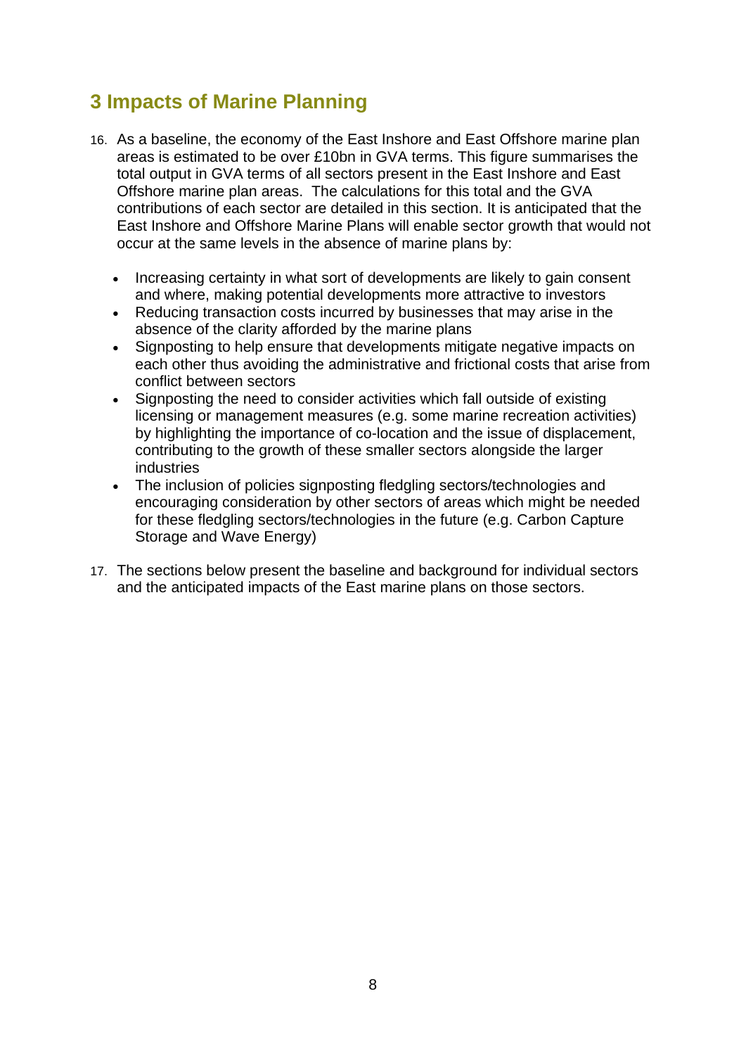# 3 Impacts of Marine Planning

16. As a baseline, the economy of the East Inshore and East Offshore marine plan areas is estimated to be over £10bn in GVA terms. This figure summarises the total output in GVA terms of all sectors present in the East Inshore and East Offshore marine plan areas. The calculations for this total and the GVA contributions of each sector are detailed in this section. It is anticipated that the East Inshore and Offshore Marine Plans will enable sector growth that would not occur at the same levels in the absence of marine plans by:

    - Increasing certainty in what sort of developments are likely to gain consent and where, making potential developments more attractive to investors
    - Reducing transaction costs incurred by businesses that may arise in the absence of the clarity afforded by the marine plans
    - Signposting to help ensure that developments mitigate negative impacts on each other thus avoiding the administrative and frictional costs that arise from conflict between sectors
    - Signposting the need to consider activities which fall outside of existing licensing or management measures (e.g. some marine recreation activities) by highlighting the importance of co-location and the issue of displacement, contributing to the growth of these smaller sectors alongside the larger industries
    - The inclusion of policies signposting fledgling sectors/technologies and encouraging consideration by other sectors of areas which might be needed for these fledgling sectors/technologies in the future (e.g. Carbon Capture Storage and Wave Energy)

17. The sections below present the baseline and background for individual sectors and the anticipated impacts of the East marine plans on those sectors.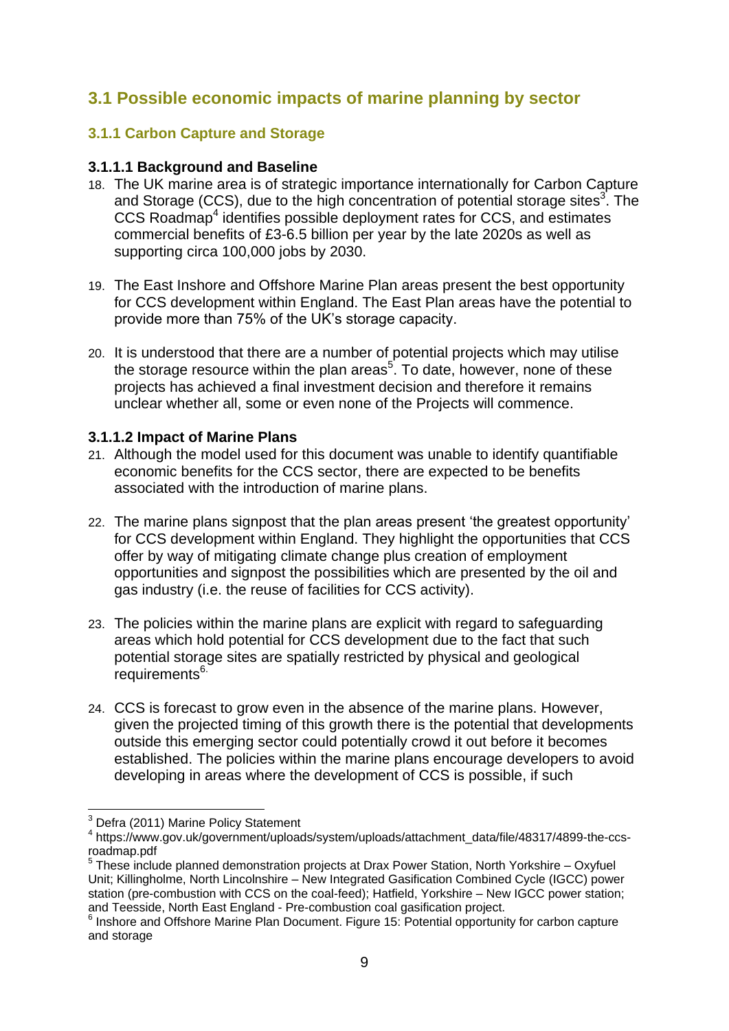## 3.1 Possible economic impacts of marine planning by sector

### 3.1.1 Carbon Capture and Storage

#### 3.1.1.1 Background and Baseline

18. The UK marine area is of strategic importance internationally for Carbon Capture and Storage (CCS), due to the high concentration of potential storage sites[3]. The CCS Roadmap[4] identifies possible deployment rates for CCS, and estimates commercial benefits of £3-6.5 billion per year by the late 2020s as well as supporting circa 100,000 jobs by 2030.

19. The East Inshore and Offshore Marine Plan areas present the best opportunity for CCS development within England. The East Plan areas have the potential to provide more than 75% of the UK's storage capacity.

20. It is understood that there are a number of potential projects which may utilise the storage resource within the plan areas[5]. To date, however, none of these projects has achieved a final investment decision and therefore it remains unclear whether all, some or even none of the Projects will commence.

#### 3.1.1.2 Impact of Marine Plans

21. Although the model used for this document was unable to identify quantifiable economic benefits for the CCS sector, there are expected to be benefits associated with the introduction of marine plans.

22. The marine plans signpost that the plan areas present 'the greatest opportunity' for CCS development within England. They highlight the opportunities that CCS offer by way of mitigating climate change plus creation of employment opportunities and signpost the possibilities which are presented by the oil and gas industry (i.e. the reuse of facilities for CCS activity).

23. The policies within the marine plans are explicit with regard to safeguarding areas which hold potential for CCS development due to the fact that such potential storage sites are spatially restricted by physical and geological requirements[6].

24. CCS is forecast to grow even in the absence of the marine plans. However, given the projected timing of this growth there is the potential that developments outside this emerging sector could potentially crowd it out before it becomes established. The policies within the marine plans encourage developers to avoid developing in areas where the development of CCS is possible, if such

---

[3] Defra (2011) Marine Policy Statement

[4] https://www.gov.uk/government/uploads/system/uploads/attachment_data/file/48317/4899-the-ccs-roadmap.pdf

[5] These include planned demonstration projects at Drax Power Station, North Yorkshire – Oxyfuel Unit; Killingholme, North Lincolnshire – New Integrated Gasification Combined Cycle (IGCC) power station (pre-combustion with CCS on the coal-feed); Hatfield, Yorkshire – New IGCC power station; and Teesside, North East England - Pre-combustion coal gasification project.

[6] Inshore and Offshore Marine Plan Document. Figure 15: Potential opportunity for carbon capture and storage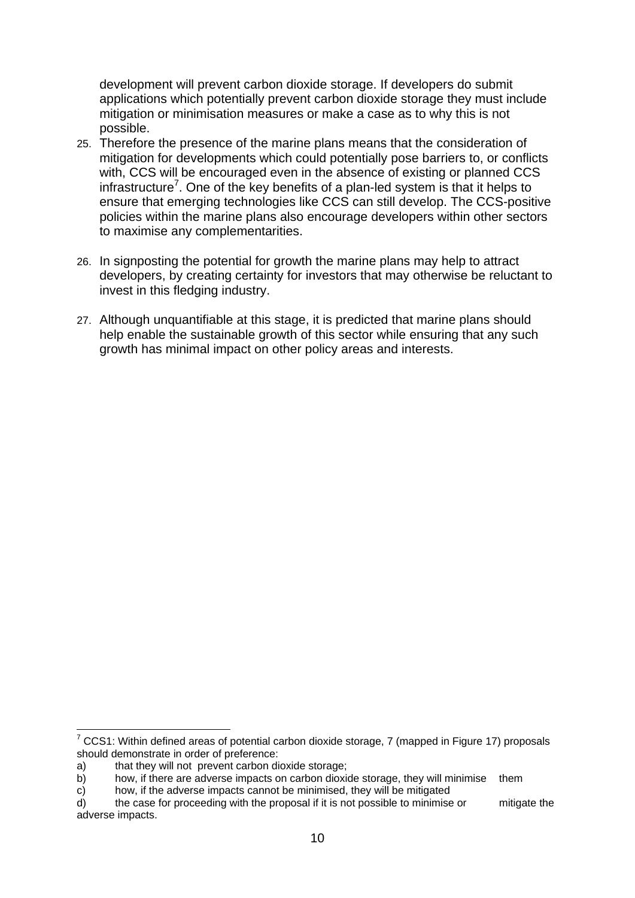development will prevent carbon dioxide storage. If developers do submit applications which potentially prevent carbon dioxide storage they must include mitigation or minimisation measures or make a case as to why this is not possible.

25. Therefore the presence of the marine plans means that the consideration of mitigation for developments which could potentially pose barriers to, or conflicts with, CCS will be encouraged even in the absence of existing or planned CCS infrastructure[7]. One of the key benefits of a plan-led system is that it helps to ensure that emerging technologies like CCS can still develop. The CCS-positive policies within the marine plans also encourage developers within other sectors to maximise any complementarities.

26. In signposting the potential for growth the marine plans may help to attract developers, by creating certainty for investors that may otherwise be reluctant to invest in this fledging industry.

27. Although unquantifiable at this stage, it is predicted that marine plans should help enable the sustainable growth of this sector while ensuring that any such growth has minimal impact on other policy areas and interests.

---

[7] CCS1: Within defined areas of potential carbon dioxide storage, 7 (mapped in Figure 17) proposals should demonstrate in order of preference:

a) that they will not prevent carbon dioxide storage;
b) how, if there are adverse impacts on carbon dioxide storage, they will minimise them
c) how, if the adverse impacts cannot be minimised, they will be mitigated
d) the case for proceeding with the proposal if it is not possible to minimise or mitigate the adverse impacts.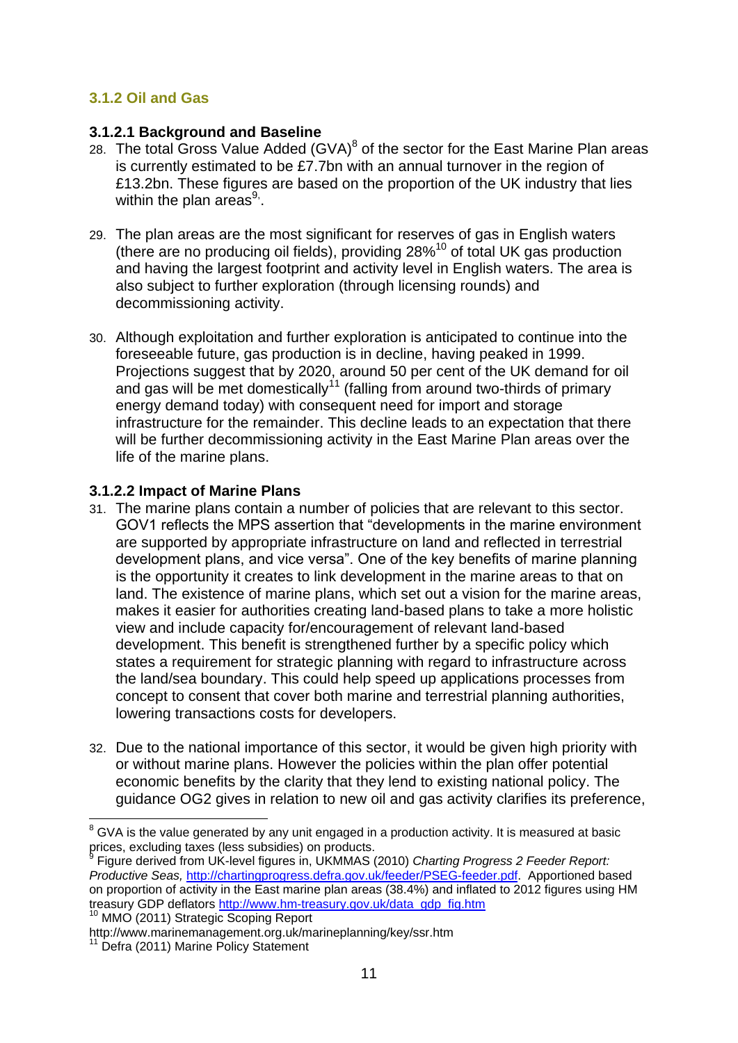### 3.1.2 Oil and Gas

#### 3.1.2.1 Background and Baseline

28. The total Gross Value Added (GVA)[8] of the sector for the East Marine Plan areas is currently estimated to be £7.7bn with an annual turnover in the region of £13.2bn. These figures are based on the proportion of the UK industry that lies within the plan areas[9].

29. The plan areas are the most significant for reserves of gas in English waters (there are no producing oil fields), providing 28%[10] of total UK gas production and having the largest footprint and activity level in English waters. The area is also subject to further exploration (through licensing rounds) and decommissioning activity.

30. Although exploitation and further exploration is anticipated to continue into the foreseeable future, gas production is in decline, having peaked in 1999. Projections suggest that by 2020, around 50 per cent of the UK demand for oil and gas will be met domestically[11] (falling from around two-thirds of primary energy demand today) with consequent need for import and storage infrastructure for the remainder. This decline leads to an expectation that there will be further decommissioning activity in the East Marine Plan areas over the life of the marine plans.

#### 3.1.2.2 Impact of Marine Plans

31. The marine plans contain a number of policies that are relevant to this sector. GOV1 reflects the MPS assertion that "developments in the marine environment are supported by appropriate infrastructure on land and reflected in terrestrial development plans, and vice versa". One of the key benefits of marine planning is the opportunity it creates to link development in the marine areas to that on land. The existence of marine plans, which set out a vision for the marine areas, makes it easier for authorities creating land-based plans to take a more holistic view and include capacity for/encouragement of relevant land-based development. This benefit is strengthened further by a specific policy which states a requirement for strategic planning with regard to infrastructure across the land/sea boundary. This could help speed up applications processes from concept to consent that cover both marine and terrestrial planning authorities, lowering transactions costs for developers.

32. Due to the national importance of this sector, it would be given high priority with or without marine plans. However the policies within the plan offer potential economic benefits by the clarity that they lend to existing national policy. The guidance OG2 gives in relation to new oil and gas activity clarifies its preference,

---

[8] GVA is the value generated by any unit engaged in a production activity. It is measured at basic prices, excluding taxes (less subsidies) on products.

[9] Figure derived from UK-level figures in, UKMMAS (2010) *Charting Progress 2 Feeder Report: Productive Seas,* http://chartingprogress.defra.gov.uk/feeder/PSEG-feeder.pdf. Apportioned based on proportion of activity in the East marine plan areas (38.4%) and inflated to 2012 figures using HM treasury GDP deflators http://www.hm-treasury.gov.uk/data_gdp_fig.htm

[10] MMO (2011) Strategic Scoping Report http://www.marinemanagement.org.uk/marineplanning/key/ssr.htm

[11] Defra (2011) Marine Policy Statement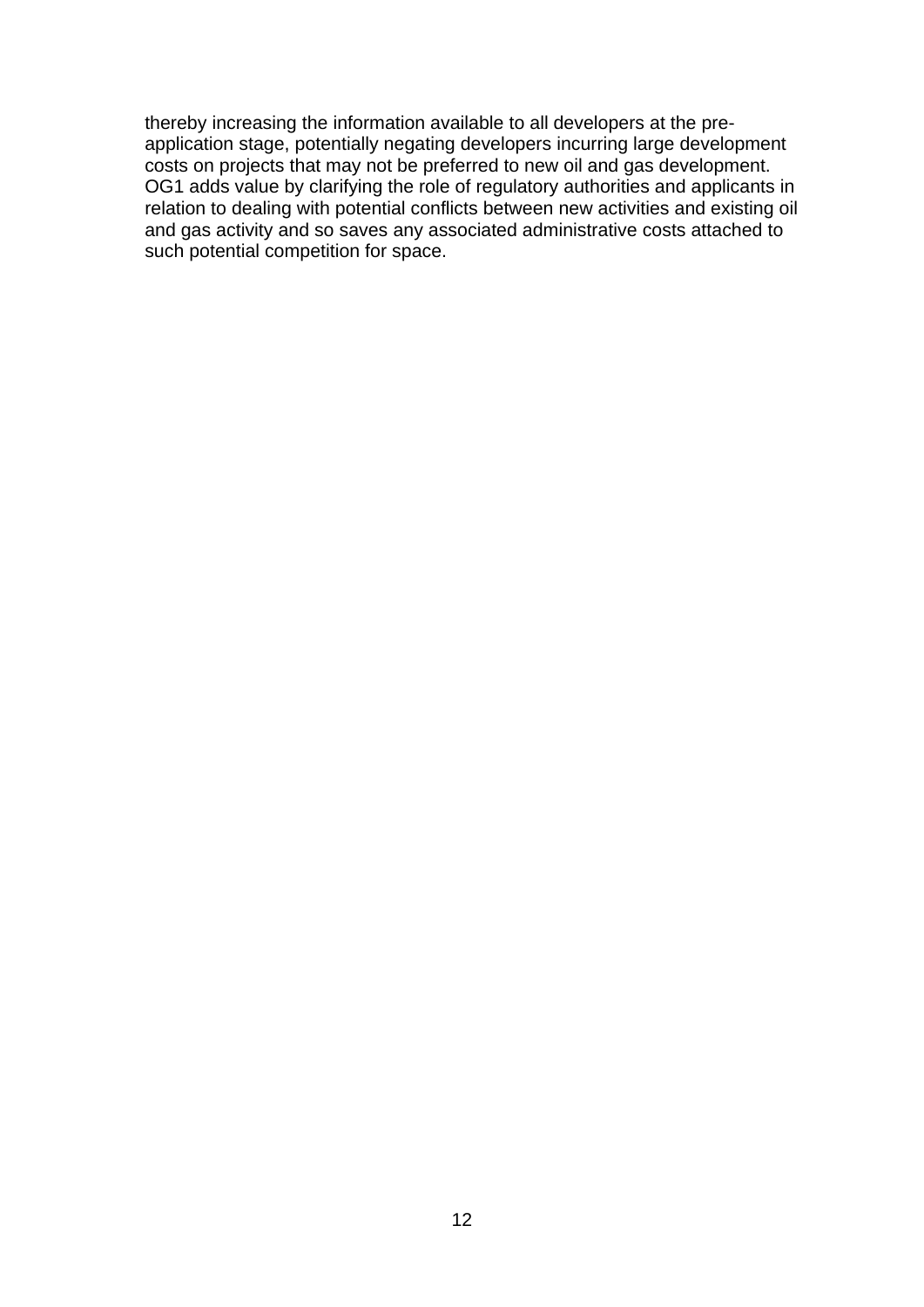thereby increasing the information available to all developers at the pre-application stage, potentially negating developers incurring large development costs on projects that may not be preferred to new oil and gas development. OG1 adds value by clarifying the role of regulatory authorities and applicants in relation to dealing with potential conflicts between new activities and existing oil and gas activity and so saves any associated administrative costs attached to such potential competition for space.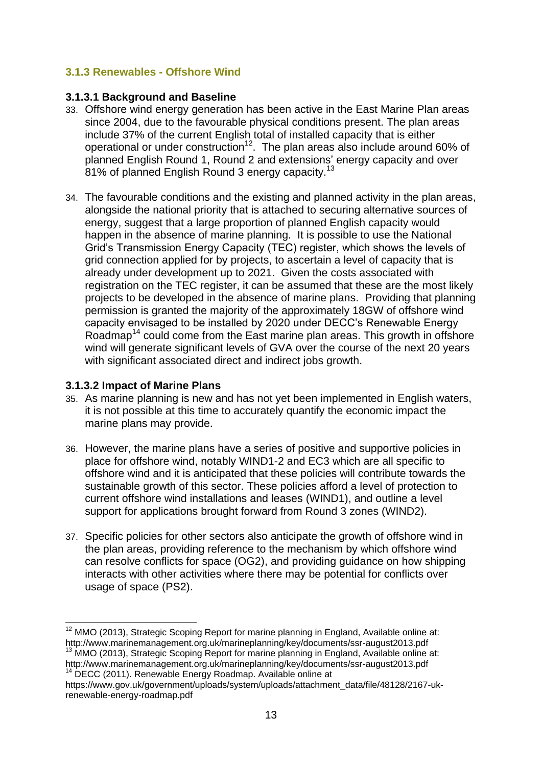### 3.1.3 Renewables - Offshore Wind

#### 3.1.3.1 Background and Baseline

33. Offshore wind energy generation has been active in the East Marine Plan areas since 2004, due to the favourable physical conditions present. The plan areas include 37% of the current English total of installed capacity that is either operational or under construction[12]. The plan areas also include around 60% of planned English Round 1, Round 2 and extensions' energy capacity and over 81% of planned English Round 3 energy capacity.[13]

34. The favourable conditions and the existing and planned activity in the plan areas, alongside the national priority that is attached to securing alternative sources of energy, suggest that a large proportion of planned English capacity would happen in the absence of marine planning. It is possible to use the National Grid's Transmission Energy Capacity (TEC) register, which shows the levels of grid connection applied for by projects, to ascertain a level of capacity that is already under development up to 2021. Given the costs associated with registration on the TEC register, it can be assumed that these are the most likely projects to be developed in the absence of marine plans. Providing that planning permission is granted the majority of the approximately 18GW of offshore wind capacity envisaged to be installed by 2020 under DECC's Renewable Energy Roadmap[14] could come from the East marine plan areas. This growth in offshore wind will generate significant levels of GVA over the course of the next 20 years with significant associated direct and indirect jobs growth.

#### 3.1.3.2 Impact of Marine Plans

35. As marine planning is new and has not yet been implemented in English waters, it is not possible at this time to accurately quantify the economic impact the marine plans may provide.

36. However, the marine plans have a series of positive and supportive policies in place for offshore wind, notably WIND1-2 and EC3 which are all specific to offshore wind and it is anticipated that these policies will contribute towards the sustainable growth of this sector. These policies afford a level of protection to current offshore wind installations and leases (WIND1), and outline a level support for applications brought forward from Round 3 zones (WIND2).

37. Specific policies for other sectors also anticipate the growth of offshore wind in the plan areas, providing reference to the mechanism by which offshore wind can resolve conflicts for space (OG2), and providing guidance on how shipping interacts with other activities where there may be potential for conflicts over usage of space (PS2).

---

[12] MMO (2013), Strategic Scoping Report for marine planning in England, Available online at: http://www.marinemanagement.org.uk/marineplanning/key/documents/ssr-august2013.pdf

[13] MMO (2013), Strategic Scoping Report for marine planning in England, Available online at: http://www.marinemanagement.org.uk/marineplanning/key/documents/ssr-august2013.pdf

[14] DECC (2011). Renewable Energy Roadmap. Available online at https://www.gov.uk/government/uploads/system/uploads/attachment_data/file/48128/2167-uk-renewable-energy-roadmap.pdf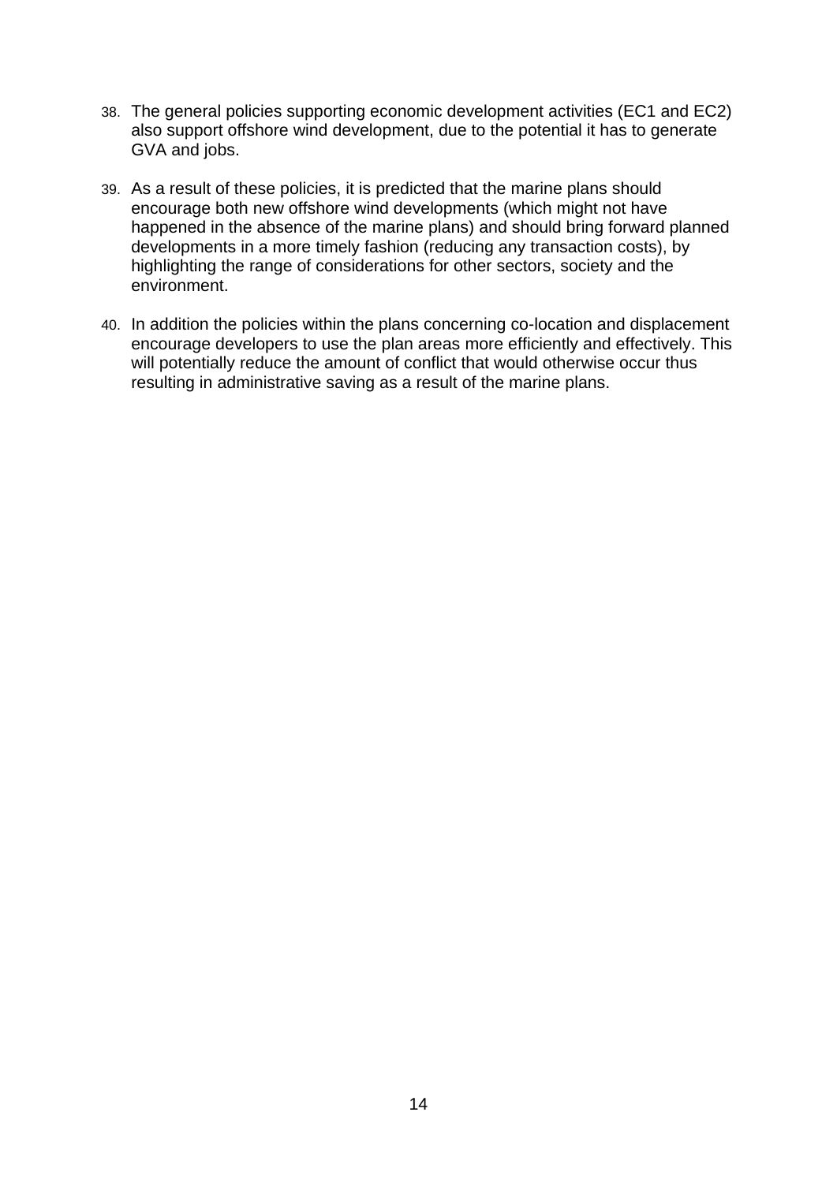38. The general policies supporting economic development activities (EC1 and EC2) also support offshore wind development, due to the potential it has to generate GVA and jobs.

39. As a result of these policies, it is predicted that the marine plans should encourage both new offshore wind developments (which might not have happened in the absence of the marine plans) and should bring forward planned developments in a more timely fashion (reducing any transaction costs), by highlighting the range of considerations for other sectors, society and the environment.

40. In addition the policies within the plans concerning co-location and displacement encourage developers to use the plan areas more efficiently and effectively. This will potentially reduce the amount of conflict that would otherwise occur thus resulting in administrative saving as a result of the marine plans.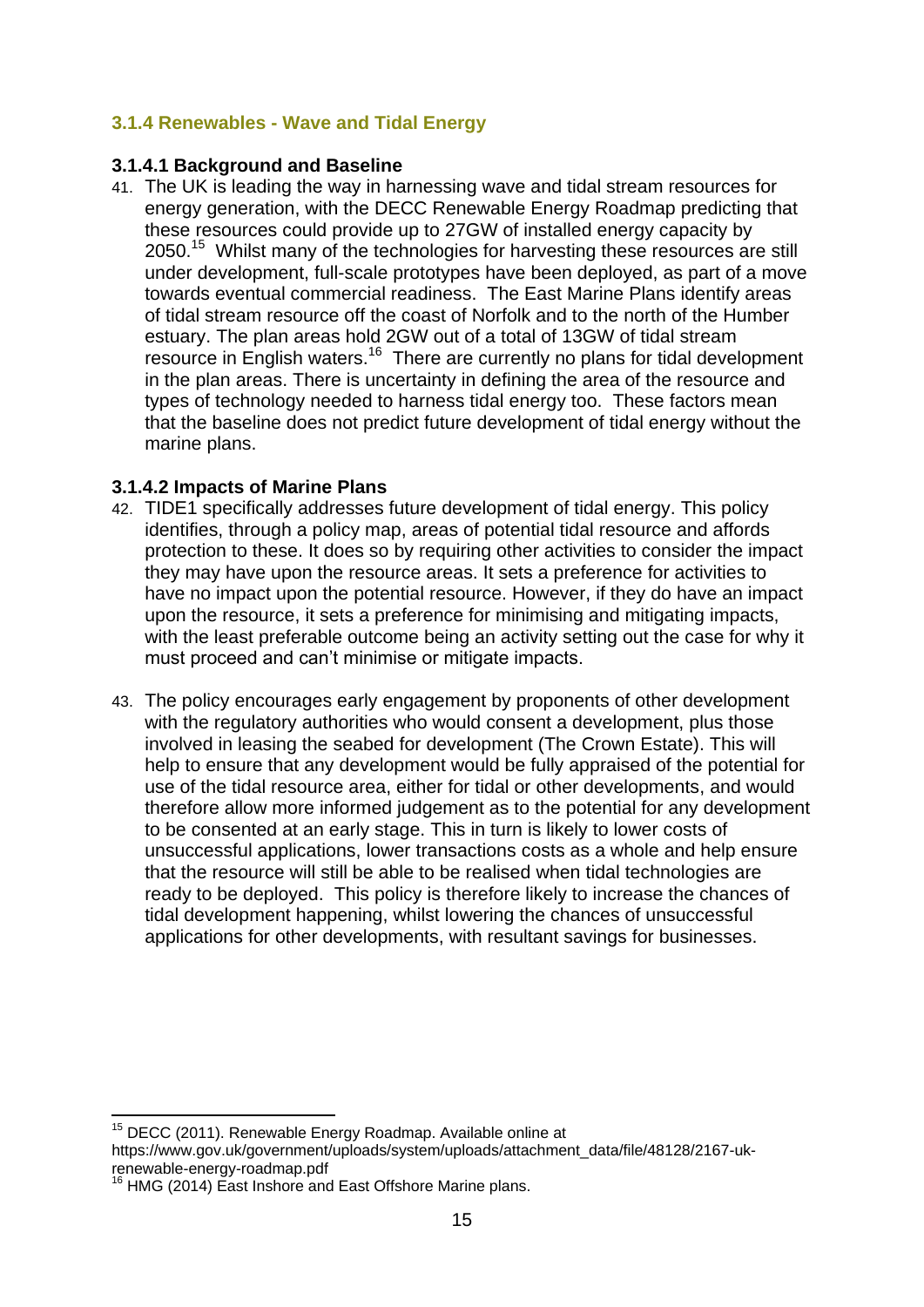### 3.1.4 Renewables - Wave and Tidal Energy

#### 3.1.4.1 Background and Baseline

41. The UK is leading the way in harnessing wave and tidal stream resources for energy generation, with the DECC Renewable Energy Roadmap predicting that these resources could provide up to 27GW of installed energy capacity by 2050.[15] Whilst many of the technologies for harvesting these resources are still under development, full-scale prototypes have been deployed, as part of a move towards eventual commercial readiness. The East Marine Plans identify areas of tidal stream resource off the coast of Norfolk and to the north of the Humber estuary. The plan areas hold 2GW out of a total of 13GW of tidal stream resource in English waters.[16] There are currently no plans for tidal development in the plan areas. There is uncertainty in defining the area of the resource and types of technology needed to harness tidal energy too. These factors mean that the baseline does not predict future development of tidal energy without the marine plans.

#### 3.1.4.2 Impacts of Marine Plans

42. TIDE1 specifically addresses future development of tidal energy. This policy identifies, through a policy map, areas of potential tidal resource and affords protection to these. It does so by requiring other activities to consider the impact they may have upon the resource areas. It sets a preference for activities to have no impact upon the potential resource. However, if they do have an impact upon the resource, it sets a preference for minimising and mitigating impacts, with the least preferable outcome being an activity setting out the case for why it must proceed and can't minimise or mitigate impacts.

43. The policy encourages early engagement by proponents of other development with the regulatory authorities who would consent a development, plus those involved in leasing the seabed for development (The Crown Estate). This will help to ensure that any development would be fully appraised of the potential for use of the tidal resource area, either for tidal or other developments, and would therefore allow more informed judgement as to the potential for any development to be consented at an early stage. This in turn is likely to lower costs of unsuccessful applications, lower transactions costs as a whole and help ensure that the resource will still be able to be realised when tidal technologies are ready to be deployed. This policy is therefore likely to increase the chances of tidal development happening, whilst lowering the chances of unsuccessful applications for other developments, with resultant savings for businesses.

---

[15] DECC (2011). Renewable Energy Roadmap. Available online at https://www.gov.uk/government/uploads/system/uploads/attachment_data/file/48128/2167-uk-renewable-energy-roadmap.pdf

[16] HMG (2014) East Inshore and East Offshore Marine plans.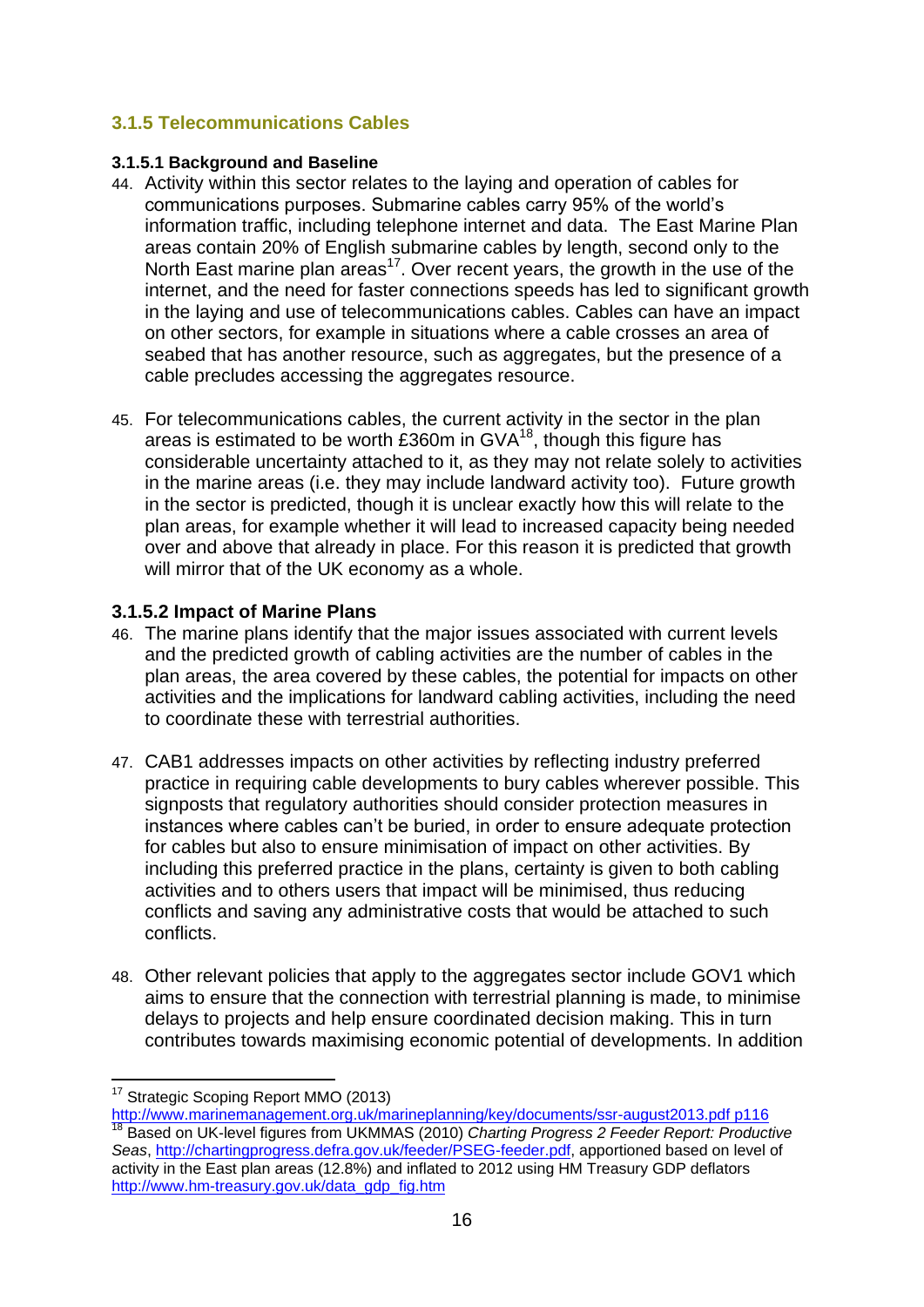### 3.1.5 Telecommunications Cables

#### 3.1.5.1 Background and Baseline

44. Activity within this sector relates to the laying and operation of cables for communications purposes. Submarine cables carry 95% of the world's information traffic, including telephone internet and data. The East Marine Plan areas contain 20% of English submarine cables by length, second only to the North East marine plan areas[17]. Over recent years, the growth in the use of the internet, and the need for faster connections speeds has led to significant growth in the laying and use of telecommunications cables. Cables can have an impact on other sectors, for example in situations where a cable crosses an area of seabed that has another resource, such as aggregates, but the presence of a cable precludes accessing the aggregates resource.

45. For telecommunications cables, the current activity in the sector in the plan areas is estimated to be worth £360m in GVA[18], though this figure has considerable uncertainty attached to it, as they may not relate solely to activities in the marine areas (i.e. they may include landward activity too). Future growth in the sector is predicted, though it is unclear exactly how this will relate to the plan areas, for example whether it will lead to increased capacity being needed over and above that already in place. For this reason it is predicted that growth will mirror that of the UK economy as a whole.

#### 3.1.5.2 Impact of Marine Plans

46. The marine plans identify that the major issues associated with current levels and the predicted growth of cabling activities are the number of cables in the plan areas, the area covered by these cables, the potential for impacts on other activities and the implications for landward cabling activities, including the need to coordinate these with terrestrial authorities.

47. CAB1 addresses impacts on other activities by reflecting industry preferred practice in requiring cable developments to bury cables wherever possible. This signposts that regulatory authorities should consider protection measures in instances where cables can't be buried, in order to ensure adequate protection for cables but also to ensure minimisation of impact on other activities. By including this preferred practice in the plans, certainty is given to both cabling activities and to others users that impact will be minimised, thus reducing conflicts and saving any administrative costs that would be attached to such conflicts.

48. Other relevant policies that apply to the aggregates sector include GOV1 which aims to ensure that the connection with terrestrial planning is made, to minimise delays to projects and help ensure coordinated decision making. This in turn contributes towards maximising economic potential of developments. In addition

---

[17] Strategic Scoping Report MMO (2013) http://www.marinemanagement.org.uk/marineplanning/key/documents/ssr-august2013.pdf p116

[18] Based on UK-level figures from UKMMAS (2010) *Charting Progress 2 Feeder Report: Productive Seas*, http://chartingprogress.defra.gov.uk/feeder/PSEG-feeder.pdf, apportioned based on level of activity in the East plan areas (12.8%) and inflated to 2012 using HM Treasury GDP deflators http://www.hm-treasury.gov.uk/data_gdp_fig.htm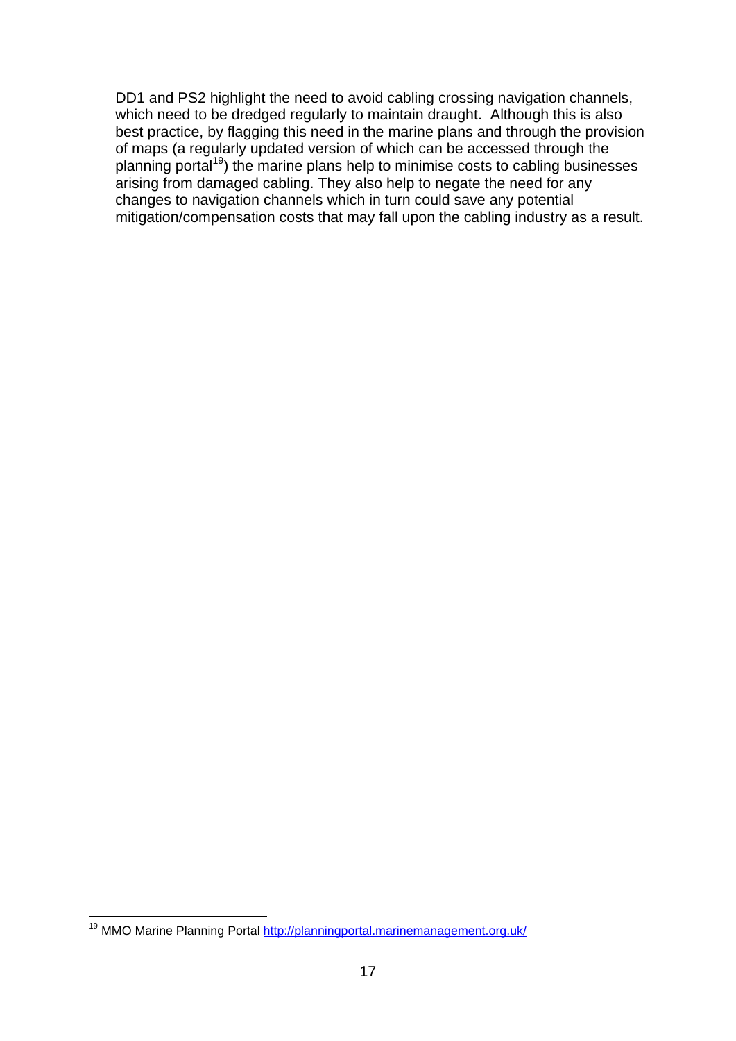DD1 and PS2 highlight the need to avoid cabling crossing navigation channels, which need to be dredged regularly to maintain draught. Although this is also best practice, by flagging this need in the marine plans and through the provision of maps (a regularly updated version of which can be accessed through the planning portal[19]) the marine plans help to minimise costs to cabling businesses arising from damaged cabling. They also help to negate the need for any changes to navigation channels which in turn could save any potential mitigation/compensation costs that may fall upon the cabling industry as a result.

---

[19] MMO Marine Planning Portal http://planningportal.marinemanagement.org.uk/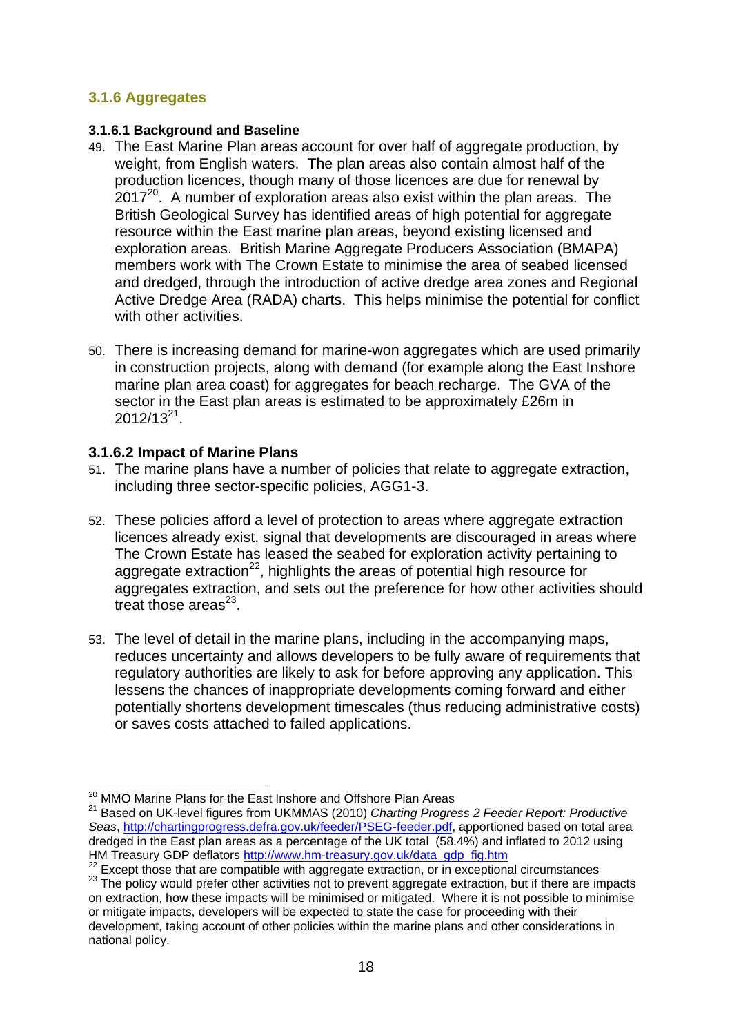### 3.1.6 Aggregates

#### 3.1.6.1 Background and Baseline

49. The East Marine Plan areas account for over half of aggregate production, by weight, from English waters. The plan areas also contain almost half of the production licences, though many of those licences are due for renewal by 2017[20]. A number of exploration areas also exist within the plan areas. The British Geological Survey has identified areas of high potential for aggregate resource within the East marine plan areas, beyond existing licensed and exploration areas. British Marine Aggregate Producers Association (BMAPA) members work with The Crown Estate to minimise the area of seabed licensed and dredged, through the introduction of active dredge area zones and Regional Active Dredge Area (RADA) charts. This helps minimise the potential for conflict with other activities.

50. There is increasing demand for marine-won aggregates which are used primarily in construction projects, along with demand (for example along the East Inshore marine plan area coast) for aggregates for beach recharge. The GVA of the sector in the East plan areas is estimated to be approximately £26m in 2012/13[21].

#### 3.1.6.2 Impact of Marine Plans

51. The marine plans have a number of policies that relate to aggregate extraction, including three sector-specific policies, AGG1-3.

52. These policies afford a level of protection to areas where aggregate extraction licences already exist, signal that developments are discouraged in areas where The Crown Estate has leased the seabed for exploration activity pertaining to aggregate extraction[22], highlights the areas of potential high resource for aggregates extraction, and sets out the preference for how other activities should treat those areas[23].

53. The level of detail in the marine plans, including in the accompanying maps, reduces uncertainty and allows developers to be fully aware of requirements that regulatory authorities are likely to ask for before approving any application. This lessens the chances of inappropriate developments coming forward and either potentially shortens development timescales (thus reducing administrative costs) or saves costs attached to failed applications.

---

[20] MMO Marine Plans for the East Inshore and Offshore Plan Areas

[21] Based on UK-level figures from UKMMAS (2010) *Charting Progress 2 Feeder Report: Productive Seas*, http://chartingprogress.defra.gov.uk/feeder/PSEG-feeder.pdf, apportioned based on total area dredged in the East plan areas as a percentage of the UK total (58.4%) and inflated to 2012 using HM Treasury GDP deflators http://www.hm-treasury.gov.uk/data_gdp_fig.htm

[22] Except those that are compatible with aggregate extraction, or in exceptional circumstances

[23] The policy would prefer other activities not to prevent aggregate extraction, but if there are impacts on extraction, how these impacts will be minimised or mitigated. Where it is not possible to minimise or mitigate impacts, developers will be expected to state the case for proceeding with their development, taking account of other policies within the marine plans and other considerations in national policy.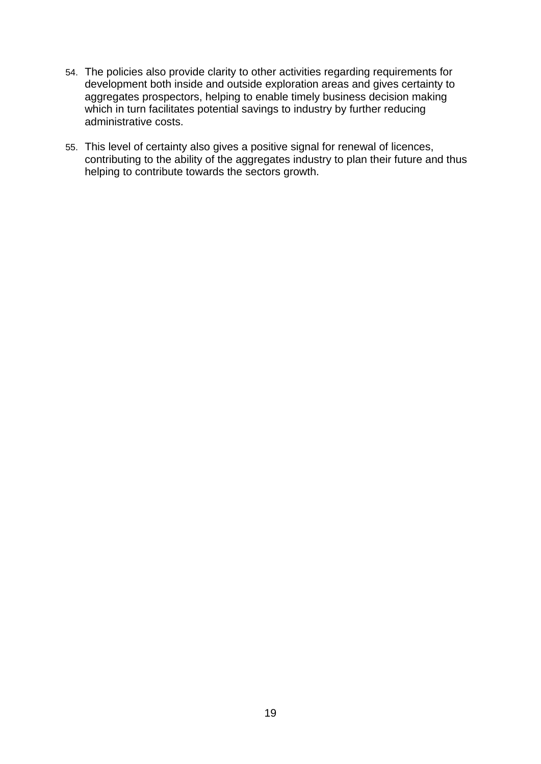54. The policies also provide clarity to other activities regarding requirements for development both inside and outside exploration areas and gives certainty to aggregates prospectors, helping to enable timely business decision making which in turn facilitates potential savings to industry by further reducing administrative costs.

55. This level of certainty also gives a positive signal for renewal of licences, contributing to the ability of the aggregates industry to plan their future and thus helping to contribute towards the sectors growth.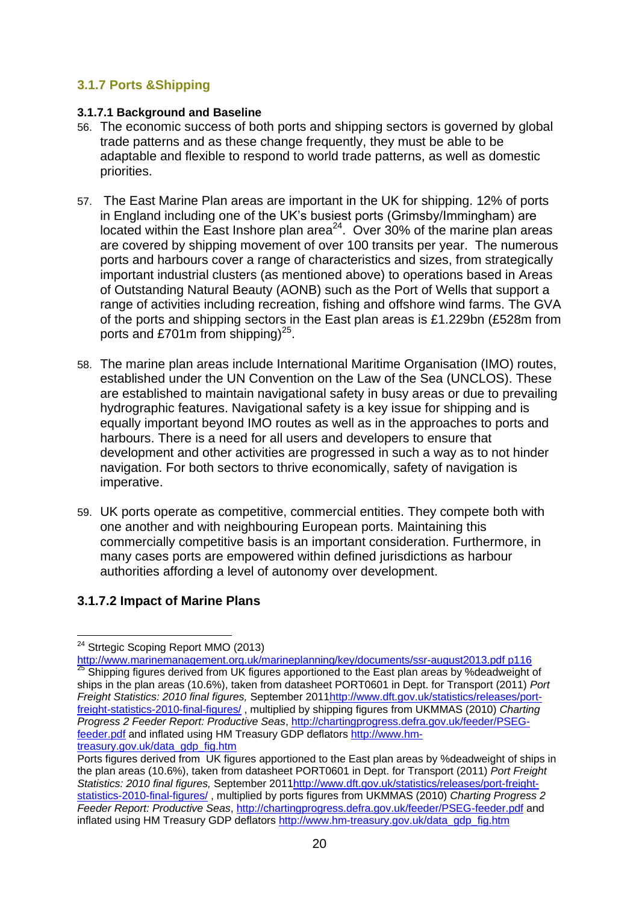### 3.1.7 Ports &Shipping

#### 3.1.7.1 Background and Baseline

56. The economic success of both ports and shipping sectors is governed by global trade patterns and as these change frequently, they must be able to be adaptable and flexible to respond to world trade patterns, as well as domestic priorities.

57. The East Marine Plan areas are important in the UK for shipping. 12% of ports in England including one of the UK's busiest ports (Grimsby/Immingham) are located within the East Inshore plan area[24]. Over 30% of the marine plan areas are covered by shipping movement of over 100 transits per year. The numerous ports and harbours cover a range of characteristics and sizes, from strategically important industrial clusters (as mentioned above) to operations based in Areas of Outstanding Natural Beauty (AONB) such as the Port of Wells that support a range of activities including recreation, fishing and offshore wind farms. The GVA of the ports and shipping sectors in the East plan areas is £1.229bn (£528m from ports and £701m from shipping)[25].

58. The marine plan areas include International Maritime Organisation (IMO) routes, established under the UN Convention on the Law of the Sea (UNCLOS). These are established to maintain navigational safety in busy areas or due to prevailing hydrographic features. Navigational safety is a key issue for shipping and is equally important beyond IMO routes as well as in the approaches to ports and harbours. There is a need for all users and developers to ensure that development and other activities are progressed in such a way as to not hinder navigation. For both sectors to thrive economically, safety of navigation is imperative.

59. UK ports operate as competitive, commercial entities. They compete both with one another and with neighbouring European ports. Maintaining this commercially competitive basis is an important consideration. Furthermore, in many cases ports are empowered within defined jurisdictions as harbour authorities affording a level of autonomy over development.

#### 3.1.7.2 Impact of Marine Plans

---

[24] Strtegic Scoping Report MMO (2013) http://www.marinemanagement.org.uk/marineplanning/key/documents/ssr-august2013.pdf p116

[25] Shipping figures derived from UK figures apportioned to the East plan areas by %deadweight of ships in the plan areas (10.6%), taken from datasheet PORT0601 in Dept. for Transport (2011) *Port Freight Statistics: 2010 final figures,* September 2011http://www.dft.gov.uk/statistics/releases/port-freight-statistics-2010-final-figures/ , multiplied by shipping figures from UKMMAS (2010) *Charting Progress 2 Feeder Report: Productive Seas*, http://chartingprogress.defra.gov.uk/feeder/PSEG-feeder.pdf and inflated using HM Treasury GDP deflators http://www.hm-treasury.gov.uk/data_gdp_fig.htm

Ports figures derived from UK figures apportioned to the East plan areas by %deadweight of ships in the plan areas (10.6%), taken from datasheet PORT0601 in Dept. for Transport (2011) *Port Freight Statistics: 2010 final figures,* September 2011http://www.dft.gov.uk/statistics/releases/port-freight-statistics-2010-final-figures/ , multiplied by ports figures from UKMMAS (2010) *Charting Progress 2 Feeder Report: Productive Seas*, http://chartingprogress.defra.gov.uk/feeder/PSEG-feeder.pdf and inflated using HM Treasury GDP deflators http://www.hm-treasury.gov.uk/data_gdp_fig.htm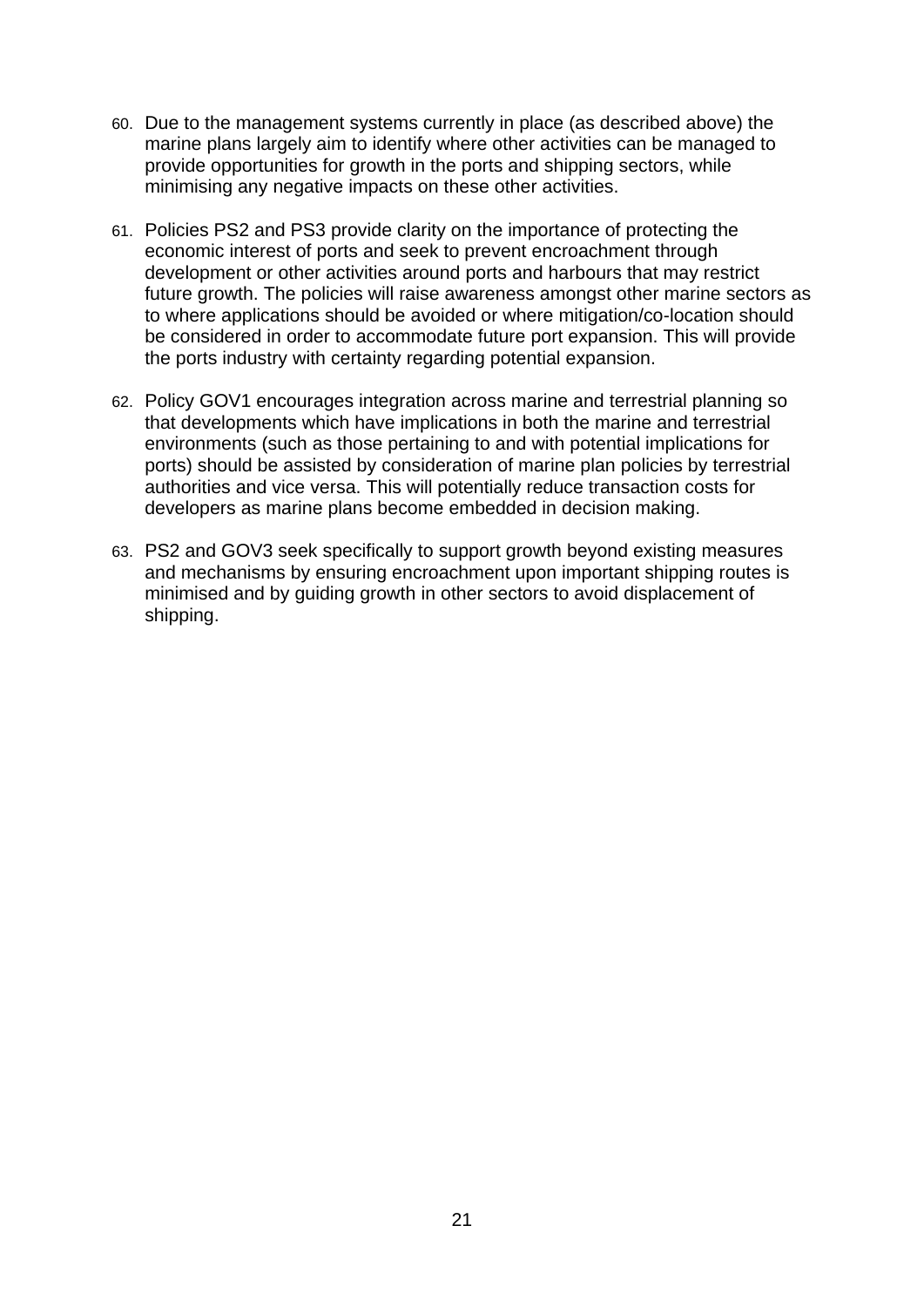60. Due to the management systems currently in place (as described above) the marine plans largely aim to identify where other activities can be managed to provide opportunities for growth in the ports and shipping sectors, while minimising any negative impacts on these other activities.

61. Policies PS2 and PS3 provide clarity on the importance of protecting the economic interest of ports and seek to prevent encroachment through development or other activities around ports and harbours that may restrict future growth. The policies will raise awareness amongst other marine sectors as to where applications should be avoided or where mitigation/co-location should be considered in order to accommodate future port expansion. This will provide the ports industry with certainty regarding potential expansion.

62. Policy GOV1 encourages integration across marine and terrestrial planning so that developments which have implications in both the marine and terrestrial environments (such as those pertaining to and with potential implications for ports) should be assisted by consideration of marine plan policies by terrestrial authorities and vice versa. This will potentially reduce transaction costs for developers as marine plans become embedded in decision making.

63. PS2 and GOV3 seek specifically to support growth beyond existing measures and mechanisms by ensuring encroachment upon important shipping routes is minimised and by guiding growth in other sectors to avoid displacement of shipping.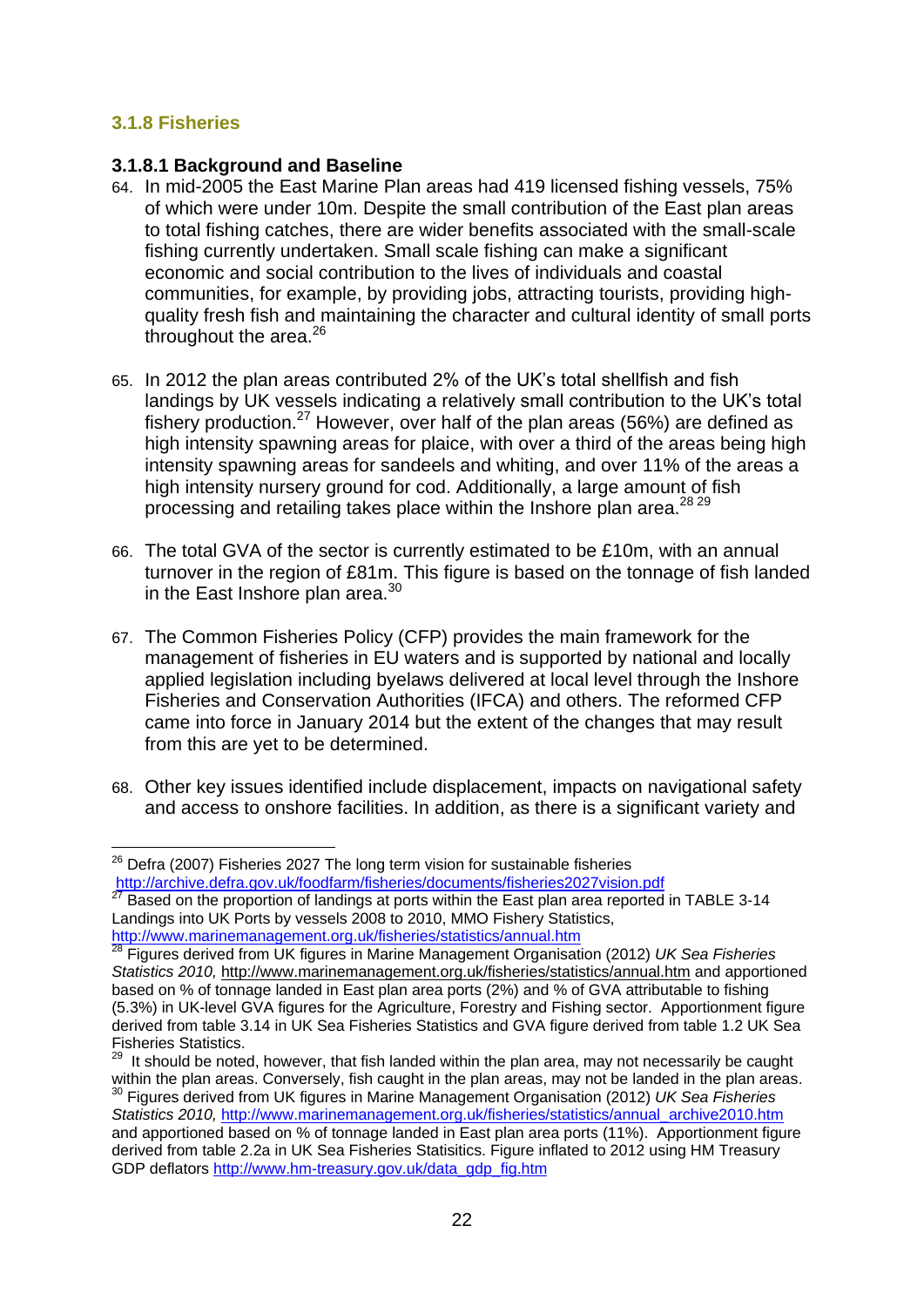### 3.1.8 Fisheries

#### 3.1.8.1 Background and Baseline

64. In mid-2005 the East Marine Plan areas had 419 licensed fishing vessels, 75% of which were under 10m. Despite the small contribution of the East plan areas to total fishing catches, there are wider benefits associated with the small-scale fishing currently undertaken. Small scale fishing can make a significant economic and social contribution to the lives of individuals and coastal communities, for example, by providing jobs, attracting tourists, providing high-quality fresh fish and maintaining the character and cultural identity of small ports throughout the area.[26]

65. In 2012 the plan areas contributed 2% of the UK's total shellfish and fish landings by UK vessels indicating a relatively small contribution to the UK's total fishery production.[27] However, over half of the plan areas (56%) are defined as high intensity spawning areas for plaice, with over a third of the areas being high intensity spawning areas for sandeels and whiting, and over 11% of the areas a high intensity nursery ground for cod. Additionally, a large amount of fish processing and retailing takes place within the Inshore plan area.[28] [29]

66. The total GVA of the sector is currently estimated to be £10m, with an annual turnover in the region of £81m. This figure is based on the tonnage of fish landed in the East Inshore plan area.[30]

67. The Common Fisheries Policy (CFP) provides the main framework for the management of fisheries in EU waters and is supported by national and locally applied legislation including byelaws delivered at local level through the Inshore Fisheries and Conservation Authorities (IFCA) and others. The reformed CFP came into force in January 2014 but the extent of the changes that may result from this are yet to be determined.

68. Other key issues identified include displacement, impacts on navigational safety and access to onshore facilities. In addition, as there is a significant variety and

---

[26] Defra (2007) Fisheries 2027 The long term vision for sustainable fisheries http://archive.defra.gov.uk/foodfarm/fisheries/documents/fisheries2027vision.pdf

[27] Based on the proportion of landings at ports within the East plan area reported in TABLE 3-14 Landings into UK Ports by vessels 2008 to 2010, MMO Fishery Statistics, http://www.marinemanagement.org.uk/fisheries/statistics/annual.htm

[28] Figures derived from UK figures in Marine Management Organisation (2012) *UK Sea Fisheries Statistics 2010,* http://www.marinemanagement.org.uk/fisheries/statistics/annual.htm and apportioned based on % of tonnage landed in East plan area ports (2%) and % of GVA attributable to fishing (5.3%) in UK-level GVA figures for the Agriculture, Forestry and Fishing sector. Apportionment figure derived from table 3.14 in UK Sea Fisheries Statistics and GVA figure derived from table 1.2 UK Sea Fisheries Statistics.

[29] It should be noted, however, that fish landed within the plan area, may not necessarily be caught within the plan areas. Conversely, fish caught in the plan areas, may not be landed in the plan areas.

[30] Figures derived from UK figures in Marine Management Organisation (2012) *UK Sea Fisheries Statistics 2010,* http://www.marinemanagement.org.uk/fisheries/statistics/annual_archive2010.htm and apportioned based on % of tonnage landed in East plan area ports (11%). Apportionment figure derived from table 2.2a in UK Sea Fisheries Statisitics. Figure inflated to 2012 using HM Treasury GDP deflators http://www.hm-treasury.gov.uk/data_gdp_fig.htm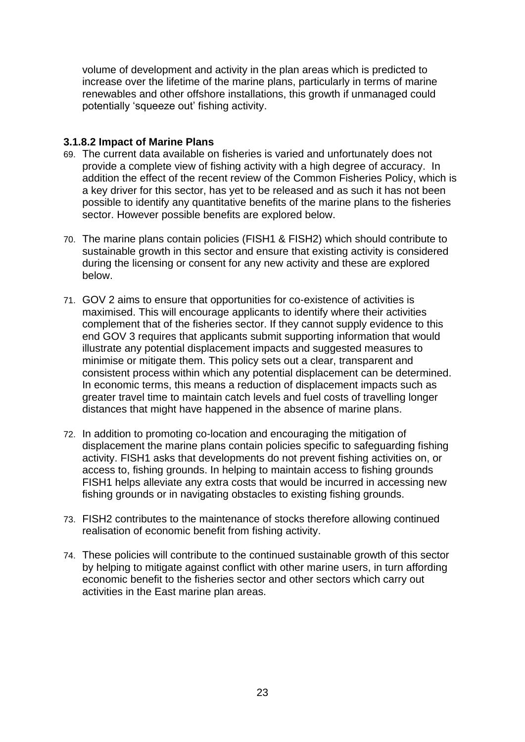volume of development and activity in the plan areas which is predicted to increase over the lifetime of the marine plans, particularly in terms of marine renewables and other offshore installations, this growth if unmanaged could potentially 'squeeze out' fishing activity.

#### 3.1.8.2 Impact of Marine Plans

69. The current data available on fisheries is varied and unfortunately does not provide a complete view of fishing activity with a high degree of accuracy. In addition the effect of the recent review of the Common Fisheries Policy, which is a key driver for this sector, has yet to be released and as such it has not been possible to identify any quantitative benefits of the marine plans to the fisheries sector. However possible benefits are explored below.

70. The marine plans contain policies (FISH1 & FISH2) which should contribute to sustainable growth in this sector and ensure that existing activity is considered during the licensing or consent for any new activity and these are explored below.

71. GOV 2 aims to ensure that opportunities for co-existence of activities is maximised. This will encourage applicants to identify where their activities complement that of the fisheries sector. If they cannot supply evidence to this end GOV 3 requires that applicants submit supporting information that would illustrate any potential displacement impacts and suggested measures to minimise or mitigate them. This policy sets out a clear, transparent and consistent process within which any potential displacement can be determined. In economic terms, this means a reduction of displacement impacts such as greater travel time to maintain catch levels and fuel costs of travelling longer distances that might have happened in the absence of marine plans.

72. In addition to promoting co-location and encouraging the mitigation of displacement the marine plans contain policies specific to safeguarding fishing activity. FISH1 asks that developments do not prevent fishing activities on, or access to, fishing grounds. In helping to maintain access to fishing grounds FISH1 helps alleviate any extra costs that would be incurred in accessing new fishing grounds or in navigating obstacles to existing fishing grounds.

73. FISH2 contributes to the maintenance of stocks therefore allowing continued realisation of economic benefit from fishing activity.

74. These policies will contribute to the continued sustainable growth of this sector by helping to mitigate against conflict with other marine users, in turn affording economic benefit to the fisheries sector and other sectors which carry out activities in the East marine plan areas.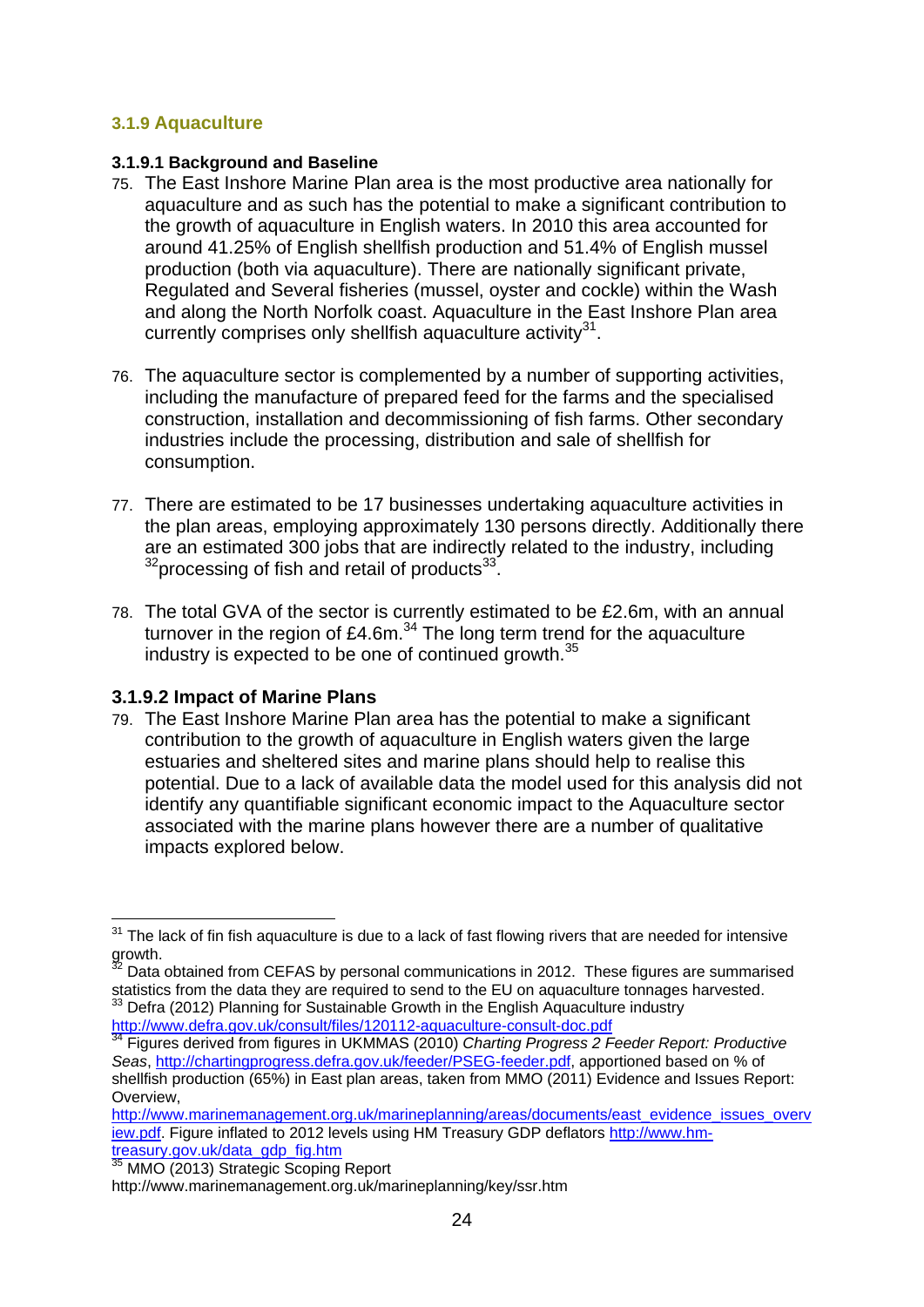### 3.1.9 Aquaculture

#### 3.1.9.1 Background and Baseline

75. The East Inshore Marine Plan area is the most productive area nationally for aquaculture and as such has the potential to make a significant contribution to the growth of aquaculture in English waters. In 2010 this area accounted for around 41.25% of English shellfish production and 51.4% of English mussel production (both via aquaculture). There are nationally significant private, Regulated and Several fisheries (mussel, oyster and cockle) within the Wash and along the North Norfolk coast. Aquaculture in the East Inshore Plan area currently comprises only shellfish aquaculture activity[31].

76. The aquaculture sector is complemented by a number of supporting activities, including the manufacture of prepared feed for the farms and the specialised construction, installation and decommissioning of fish farms. Other secondary industries include the processing, distribution and sale of shellfish for consumption.

77. There are estimated to be 17 businesses undertaking aquaculture activities in the plan areas, employing approximately 130 persons directly. Additionally there are an estimated 300 jobs that are indirectly related to the industry, including [32]processing of fish and retail of products[33].

78. The total GVA of the sector is currently estimated to be £2.6m, with an annual turnover in the region of £4.6m.[34] The long term trend for the aquaculture industry is expected to be one of continued growth.[35]

### 3.1.9.2 Impact of Marine Plans

79. The East Inshore Marine Plan area has the potential to make a significant contribution to the growth of aquaculture in English waters given the large estuaries and sheltered sites and marine plans should help to realise this potential. Due to a lack of available data the model used for this analysis did not identify any quantifiable significant economic impact to the Aquaculture sector associated with the marine plans however there are a number of qualitative impacts explored below.

---

[31] The lack of fin fish aquaculture is due to a lack of fast flowing rivers that are needed for intensive growth.

[32] Data obtained from CEFAS by personal communications in 2012. These figures are summarised statistics from the data they are required to send to the EU on aquaculture tonnages harvested.

[33] Defra (2012) Planning for Sustainable Growth in the English Aquaculture industry http://www.defra.gov.uk/consult/files/120112-aquaculture-consult-doc.pdf

[34] Figures derived from figures in UKMMAS (2010) *Charting Progress 2 Feeder Report: Productive Seas*, http://chartingprogress.defra.gov.uk/feeder/PSEG-feeder.pdf, apportioned based on % of shellfish production (65%) in East plan areas, taken from MMO (2011) Evidence and Issues Report: Overview, http://www.marinemanagement.org.uk/marineplanning/areas/documents/east_evidence_issues_overview.pdf. Figure inflated to 2012 levels using HM Treasury GDP deflators http://www.hm-treasury.gov.uk/data_gdp_fig.htm

[35] MMO (2013) Strategic Scoping Report http://www.marinemanagement.org.uk/marineplanning/key/ssr.htm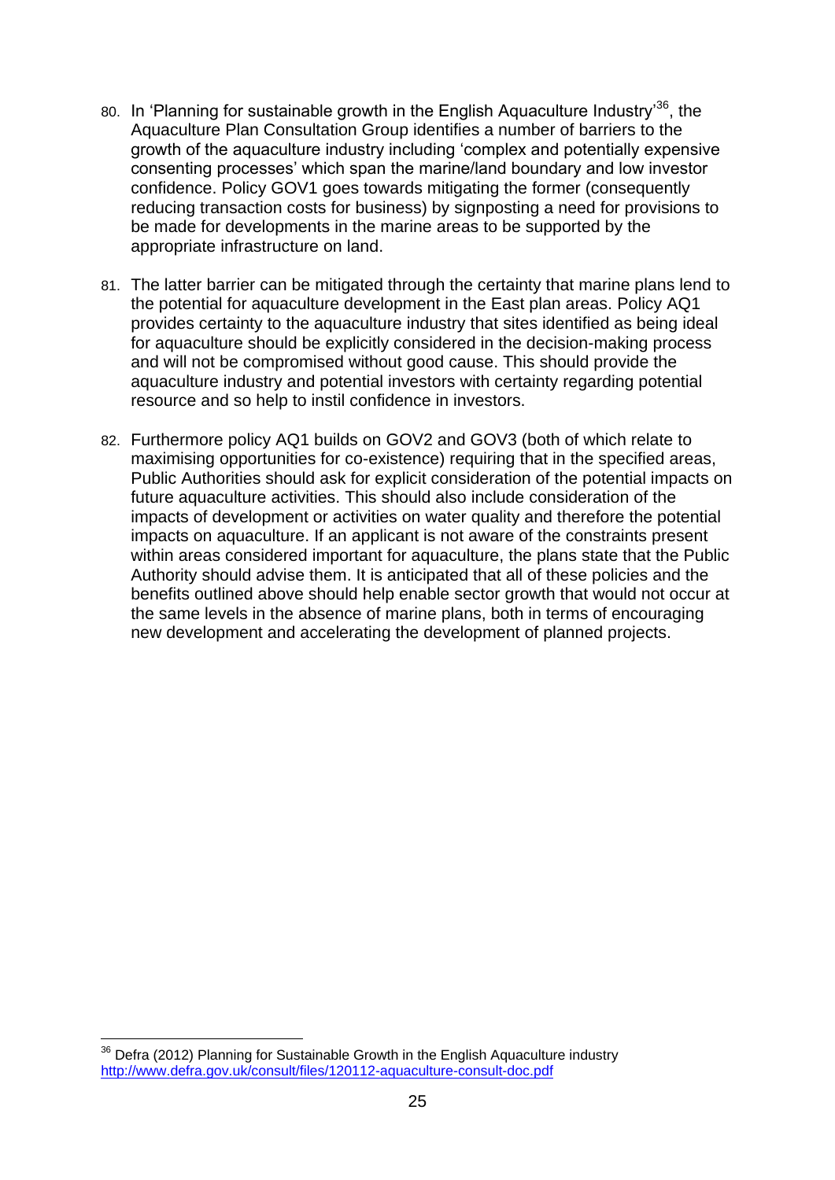80. In 'Planning for sustainable growth in the English Aquaculture Industry'[36], the Aquaculture Plan Consultation Group identifies a number of barriers to the growth of the aquaculture industry including 'complex and potentially expensive consenting processes' which span the marine/land boundary and low investor confidence. Policy GOV1 goes towards mitigating the former (consequently reducing transaction costs for business) by signposting a need for provisions to be made for developments in the marine areas to be supported by the appropriate infrastructure on land.

81. The latter barrier can be mitigated through the certainty that marine plans lend to the potential for aquaculture development in the East plan areas. Policy AQ1 provides certainty to the aquaculture industry that sites identified as being ideal for aquaculture should be explicitly considered in the decision-making process and will not be compromised without good cause. This should provide the aquaculture industry and potential investors with certainty regarding potential resource and so help to instil confidence in investors.

82. Furthermore policy AQ1 builds on GOV2 and GOV3 (both of which relate to maximising opportunities for co-existence) requiring that in the specified areas, Public Authorities should ask for explicit consideration of the potential impacts on future aquaculture activities. This should also include consideration of the impacts of development or activities on water quality and therefore the potential impacts on aquaculture. If an applicant is not aware of the constraints present within areas considered important for aquaculture, the plans state that the Public Authority should advise them. It is anticipated that all of these policies and the benefits outlined above should help enable sector growth that would not occur at the same levels in the absence of marine plans, both in terms of encouraging new development and accelerating the development of planned projects.

---

[36] Defra (2012) Planning for Sustainable Growth in the English Aquaculture industry http://www.defra.gov.uk/consult/files/120112-aquaculture-consult-doc.pdf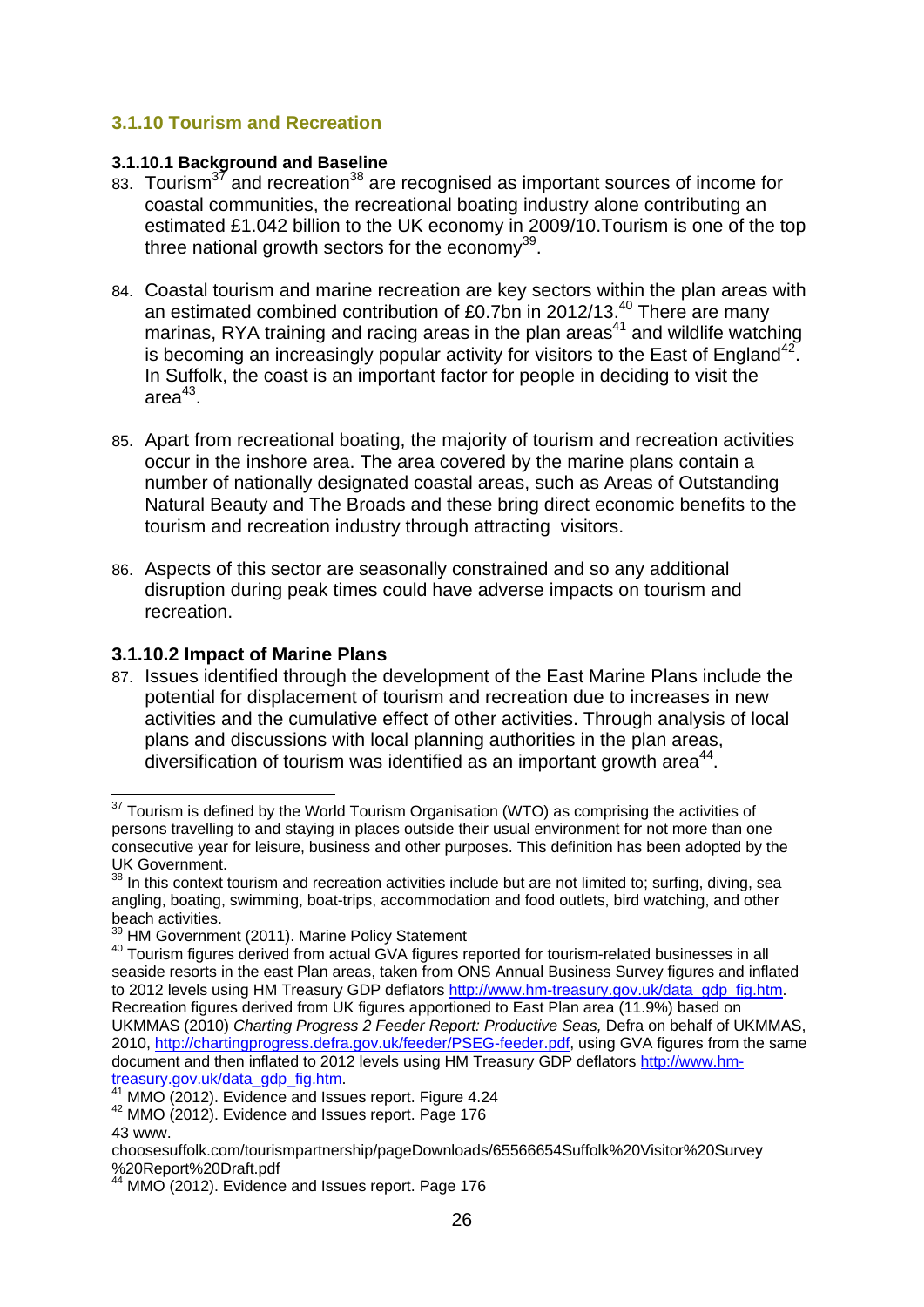### 3.1.10 Tourism and Recreation

#### 3.1.10.1 Background and Baseline

83. Tourism[37] and recreation[38] are recognised as important sources of income for coastal communities, the recreational boating industry alone contributing an estimated £1.042 billion to the UK economy in 2009/10.Tourism is one of the top three national growth sectors for the economy[39].

84. Coastal tourism and marine recreation are key sectors within the plan areas with an estimated combined contribution of £0.7bn in 2012/13.[40] There are many marinas, RYA training and racing areas in the plan areas[41] and wildlife watching is becoming an increasingly popular activity for visitors to the East of England[42]. In Suffolk, the coast is an important factor for people in deciding to visit the area[43].

85. Apart from recreational boating, the majority of tourism and recreation activities occur in the inshore area. The area covered by the marine plans contain a number of nationally designated coastal areas, such as Areas of Outstanding Natural Beauty and The Broads and these bring direct economic benefits to the tourism and recreation industry through attracting visitors.

86. Aspects of this sector are seasonally constrained and so any additional disruption during peak times could have adverse impacts on tourism and recreation.

#### 3.1.10.2 Impact of Marine Plans

87. Issues identified through the development of the East Marine Plans include the potential for displacement of tourism and recreation due to increases in new activities and the cumulative effect of other activities. Through analysis of local plans and discussions with local planning authorities in the plan areas, diversification of tourism was identified as an important growth area[44].

---

[37] Tourism is defined by the World Tourism Organisation (WTO) as comprising the activities of persons travelling to and staying in places outside their usual environment for not more than one consecutive year for leisure, business and other purposes. This definition has been adopted by the UK Government.

[38] In this context tourism and recreation activities include but are not limited to; surfing, diving, sea angling, boating, swimming, boat-trips, accommodation and food outlets, bird watching, and other beach activities.

[39] HM Government (2011). Marine Policy Statement

[40] Tourism figures derived from actual GVA figures reported for tourism-related businesses in all seaside resorts in the east Plan areas, taken from ONS Annual Business Survey figures and inflated to 2012 levels using HM Treasury GDP deflators http://www.hm-treasury.gov.uk/data_gdp_fig.htm. Recreation figures derived from UK figures apportioned to East Plan area (11.9%) based on UKMMAS (2010) *Charting Progress 2 Feeder Report: Productive Seas,* Defra on behalf of UKMMAS, 2010, http://chartingprogress.defra.gov.uk/feeder/PSEG-feeder.pdf, using GVA figures from the same document and then inflated to 2012 levels using HM Treasury GDP deflators http://www.hm-treasury.gov.uk/data_gdp_fig.htm.

[41] MMO (2012). Evidence and Issues report. Figure 4.24

[42] MMO (2012). Evidence and Issues report. Page 176

[43] www.choosesuffolk.com/tourismpartnership/pageDownloads/65566654Suffolk%20Visitor%20Survey%20Report%20Draft.pdf

[44] MMO (2012). Evidence and Issues report. Page 176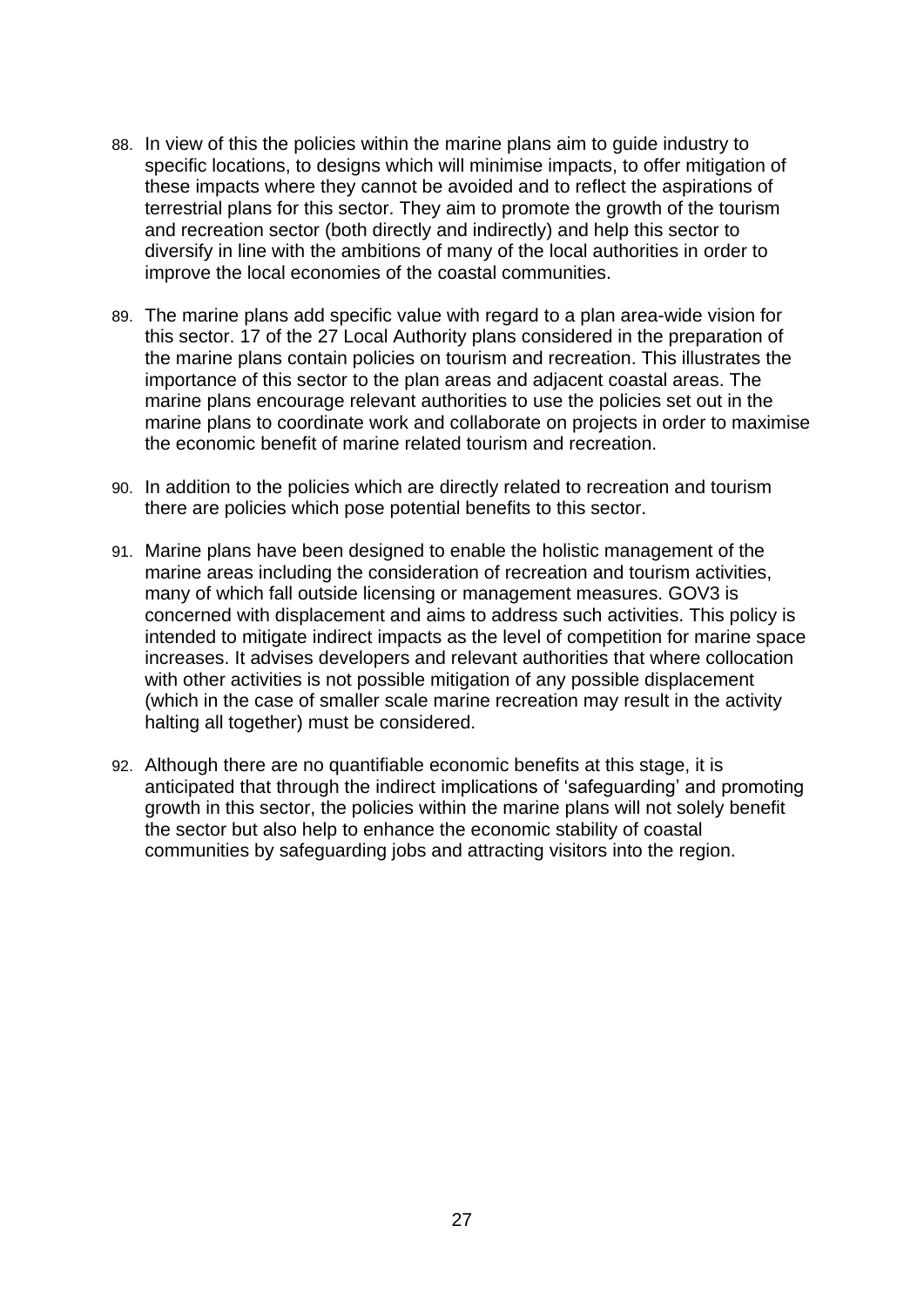88. In view of this the policies within the marine plans aim to guide industry to specific locations, to designs which will minimise impacts, to offer mitigation of these impacts where they cannot be avoided and to reflect the aspirations of terrestrial plans for this sector. They aim to promote the growth of the tourism and recreation sector (both directly and indirectly) and help this sector to diversify in line with the ambitions of many of the local authorities in order to improve the local economies of the coastal communities.

89. The marine plans add specific value with regard to a plan area-wide vision for this sector. 17 of the 27 Local Authority plans considered in the preparation of the marine plans contain policies on tourism and recreation. This illustrates the importance of this sector to the plan areas and adjacent coastal areas. The marine plans encourage relevant authorities to use the policies set out in the marine plans to coordinate work and collaborate on projects in order to maximise the economic benefit of marine related tourism and recreation.

90. In addition to the policies which are directly related to recreation and tourism there are policies which pose potential benefits to this sector.

91. Marine plans have been designed to enable the holistic management of the marine areas including the consideration of recreation and tourism activities, many of which fall outside licensing or management measures. GOV3 is concerned with displacement and aims to address such activities. This policy is intended to mitigate indirect impacts as the level of competition for marine space increases. It advises developers and relevant authorities that where collocation with other activities is not possible mitigation of any possible displacement (which in the case of smaller scale marine recreation may result in the activity halting all together) must be considered.

92. Although there are no quantifiable economic benefits at this stage, it is anticipated that through the indirect implications of 'safeguarding' and promoting growth in this sector, the policies within the marine plans will not solely benefit the sector but also help to enhance the economic stability of coastal communities by safeguarding jobs and attracting visitors into the region.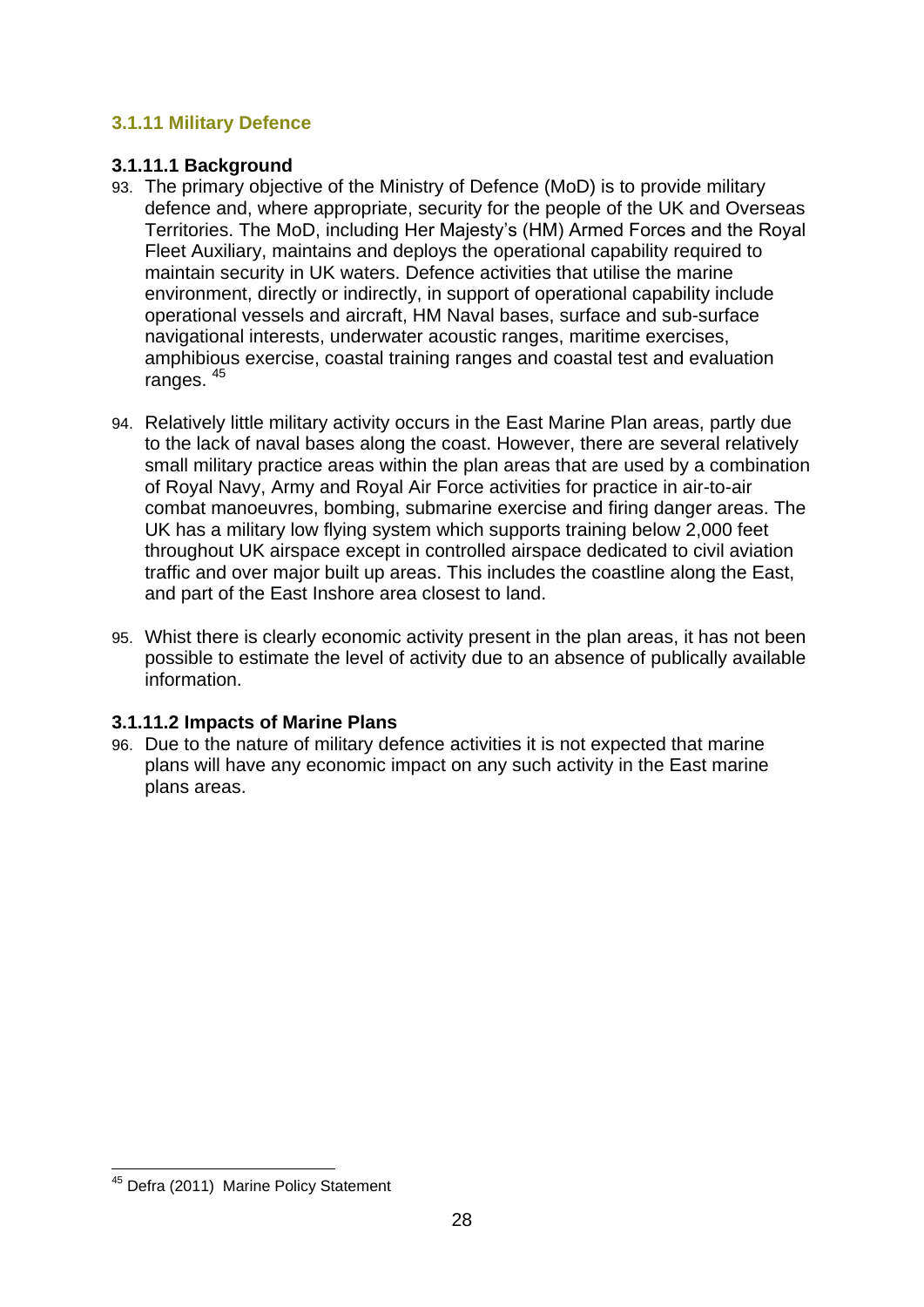### 3.1.11 Military Defence

#### 3.1.11.1 Background

93. The primary objective of the Ministry of Defence (MoD) is to provide military defence and, where appropriate, security for the people of the UK and Overseas Territories. The MoD, including Her Majesty's (HM) Armed Forces and the Royal Fleet Auxiliary, maintains and deploys the operational capability required to maintain security in UK waters. Defence activities that utilise the marine environment, directly or indirectly, in support of operational capability include operational vessels and aircraft, HM Naval bases, surface and sub-surface navigational interests, underwater acoustic ranges, maritime exercises, amphibious exercise, coastal training ranges and coastal test and evaluation ranges. [45]

94. Relatively little military activity occurs in the East Marine Plan areas, partly due to the lack of naval bases along the coast. However, there are several relatively small military practice areas within the plan areas that are used by a combination of Royal Navy, Army and Royal Air Force activities for practice in air-to-air combat manoeuvres, bombing, submarine exercise and firing danger areas. The UK has a military low flying system which supports training below 2,000 feet throughout UK airspace except in controlled airspace dedicated to civil aviation traffic and over major built up areas. This includes the coastline along the East, and part of the East Inshore area closest to land.

95. Whist there is clearly economic activity present in the plan areas, it has not been possible to estimate the level of activity due to an absence of publically available information.

#### 3.1.11.2 Impacts of Marine Plans

96. Due to the nature of military defence activities it is not expected that marine plans will have any economic impact on any such activity in the East marine plans areas.

---

[45] Defra (2011) Marine Policy Statement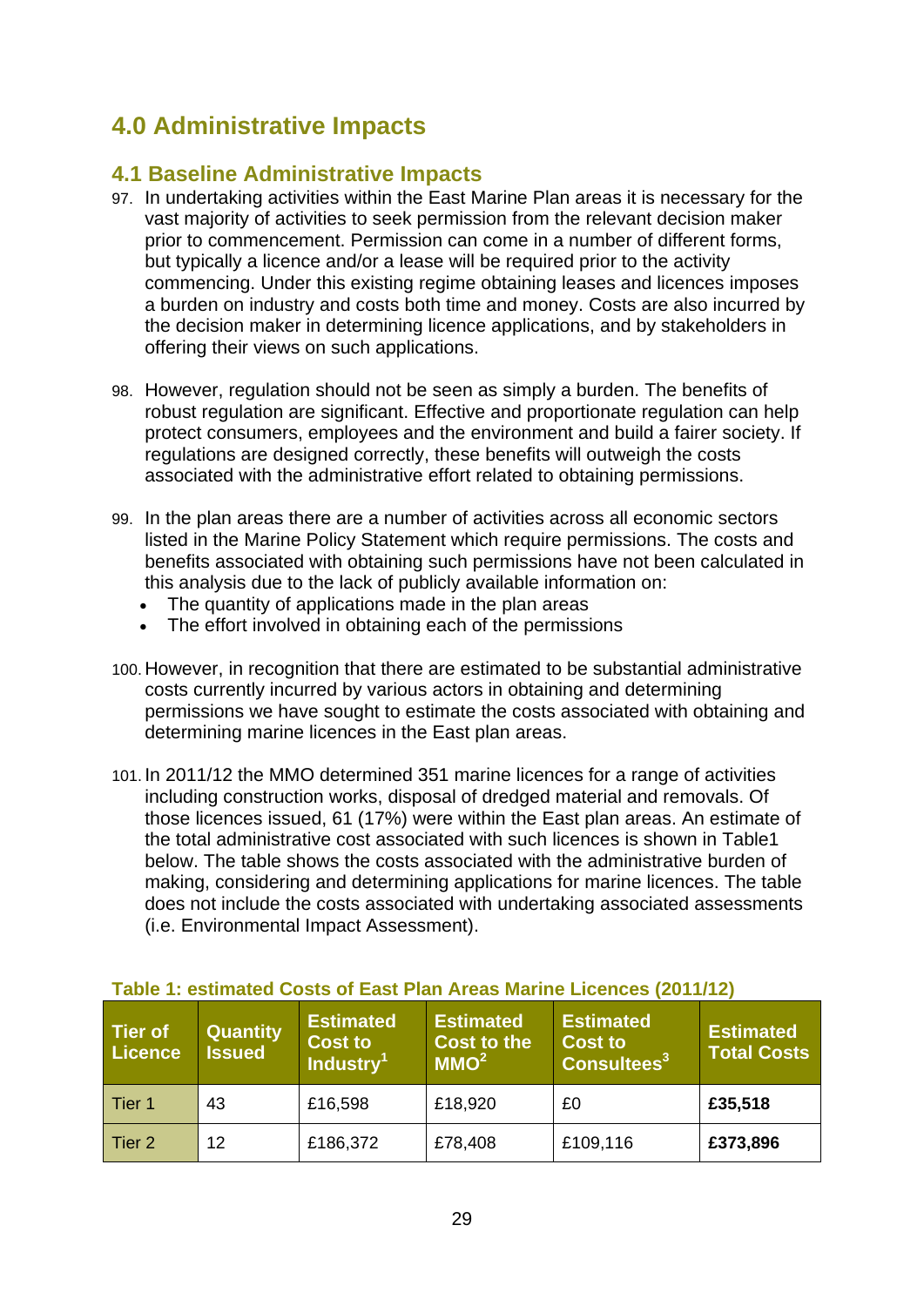# 4.0 Administrative Impacts

## 4.1 Baseline Administrative Impacts

97. In undertaking activities within the East Marine Plan areas it is necessary for the vast majority of activities to seek permission from the relevant decision maker prior to commencement. Permission can come in a number of different forms, but typically a licence and/or a lease will be required prior to the activity commencing. Under this existing regime obtaining leases and licences imposes a burden on industry and costs both time and money. Costs are also incurred by the decision maker in determining licence applications, and by stakeholders in offering their views on such applications.

98. However, regulation should not be seen as simply a burden. The benefits of robust regulation are significant. Effective and proportionate regulation can help protect consumers, employees and the environment and build a fairer society. If regulations are designed correctly, these benefits will outweigh the costs associated with the administrative effort related to obtaining permissions.

99. In the plan areas there are a number of activities across all economic sectors listed in the Marine Policy Statement which require permissions. The costs and benefits associated with obtaining such permissions have not been calculated in this analysis due to the lack of publicly available information on:
   - The quantity of applications made in the plan areas
   - The effort involved in obtaining each of the permissions

100. However, in recognition that there are estimated to be substantial administrative costs currently incurred by various actors in obtaining and determining permissions we have sought to estimate the costs associated with obtaining and determining marine licences in the East plan areas.

101. In 2011/12 the MMO determined 351 marine licences for a range of activities including construction works, disposal of dredged material and removals. Of those licences issued, 61 (17%) were within the East plan areas. An estimate of the total administrative cost associated with such licences is shown in Table1 below. The table shows the costs associated with the administrative burden of making, considering and determining applications for marine licences. The table does not include the costs associated with undertaking associated assessments (i.e. Environmental Impact Assessment).

**Table 1: estimated Costs of East Plan Areas Marine Licences (2011/12)**

| Tier of Licence | Quantity Issued | Estimated Cost to Industry[1] | Estimated Cost to the MMO[2] | Estimated Cost to Consultees[3] | Estimated Total Costs |
|---|---|---|---|---|---|
| Tier 1 | 43 | £16,598 | £18,920 | £0 | **£35,518** |
| Tier 2 | 12 | £186,372 | £78,408 | £109,116 | **£373,896** |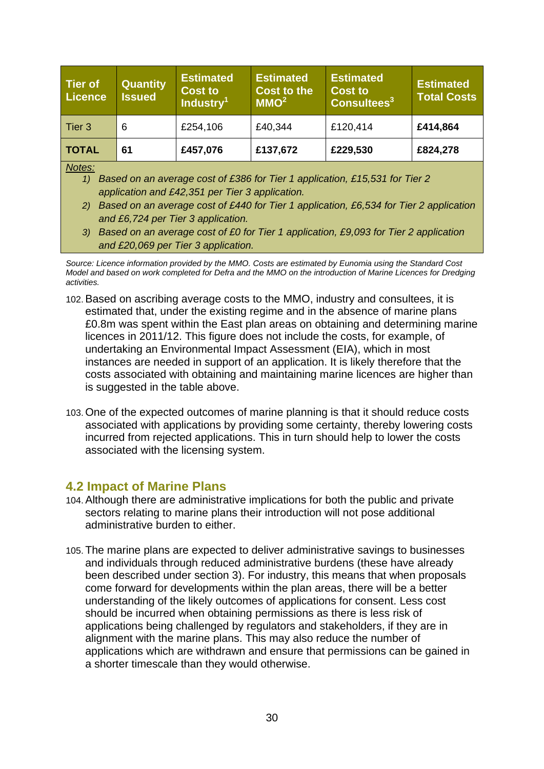| Tier of Licence | Quantity Issued | Estimated Cost to Industry[1] | Estimated Cost to the MMO[2] | Estimated Cost to Consultees[3] | Estimated Total Costs |
|---|---|---|---|---|---|
| Tier 3 | 6 | £254,106 | £40,344 | £120,414 | **£414,864** |
| **TOTAL** | **61** | **£457,076** | **£137,672** | **£229,530** | **£824,278** |

*Notes:*

1) *Based on an average cost of £386 for Tier 1 application, £15,531 for Tier 2 application and £42,351 per Tier 3 application.*
2) *Based on an average cost of £440 for Tier 1 application, £6,534 for Tier 2 application and £6,724 per Tier 3 application.*
3) *Based on an average cost of £0 for Tier 1 application, £9,093 for Tier 2 application and £20,069 per Tier 3 application.*

*Source: Licence information provided by the MMO. Costs are estimated by Eunomia using the Standard Cost Model and based on work completed for Defra and the MMO on the introduction of Marine Licences for Dredging activities.*

102. Based on ascribing average costs to the MMO, industry and consultees, it is estimated that, under the existing regime and in the absence of marine plans £0.8m was spent within the East plan areas on obtaining and determining marine licences in 2011/12. This figure does not include the costs, for example, of undertaking an Environmental Impact Assessment (EIA), which in most instances are needed in support of an application. It is likely therefore that the costs associated with obtaining and maintaining marine licences are higher than is suggested in the table above.

103. One of the expected outcomes of marine planning is that it should reduce costs associated with applications by providing some certainty, thereby lowering costs incurred from rejected applications. This in turn should help to lower the costs associated with the licensing system.

## 4.2 Impact of Marine Plans

104. Although there are administrative implications for both the public and private sectors relating to marine plans their introduction will not pose additional administrative burden to either.

105. The marine plans are expected to deliver administrative savings to businesses and individuals through reduced administrative burdens (these have already been described under section 3). For industry, this means that when proposals come forward for developments within the plan areas, there will be a better understanding of the likely outcomes of applications for consent. Less cost should be incurred when obtaining permissions as there is less risk of applications being challenged by regulators and stakeholders, if they are in alignment with the marine plans. This may also reduce the number of applications which are withdrawn and ensure that permissions can be gained in a shorter timescale than they would otherwise.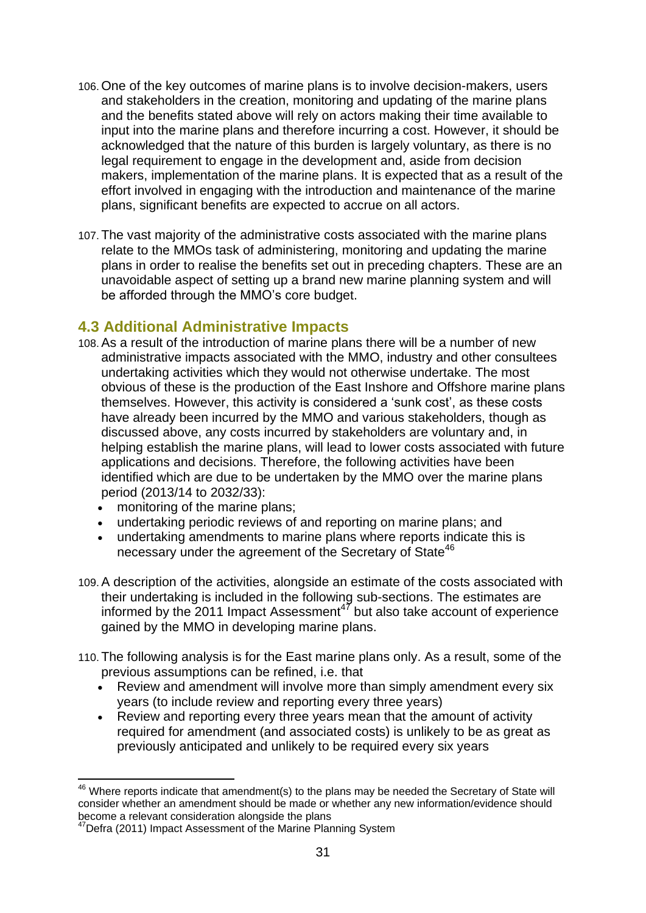106. One of the key outcomes of marine plans is to involve decision-makers, users and stakeholders in the creation, monitoring and updating of the marine plans and the benefits stated above will rely on actors making their time available to input into the marine plans and therefore incurring a cost. However, it should be acknowledged that the nature of this burden is largely voluntary, as there is no legal requirement to engage in the development and, aside from decision makers, implementation of the marine plans. It is expected that as a result of the effort involved in engaging with the introduction and maintenance of the marine plans, significant benefits are expected to accrue on all actors.

107. The vast majority of the administrative costs associated with the marine plans relate to the MMOs task of administering, monitoring and updating the marine plans in order to realise the benefits set out in preceding chapters. These are an unavoidable aspect of setting up a brand new marine planning system and will be afforded through the MMO's core budget.

## 4.3 Additional Administrative Impacts

108. As a result of the introduction of marine plans there will be a number of new administrative impacts associated with the MMO, industry and other consultees undertaking activities which they would not otherwise undertake. The most obvious of these is the production of the East Inshore and Offshore marine plans themselves. However, this activity is considered a 'sunk cost', as these costs have already been incurred by the MMO and various stakeholders, though as discussed above, any costs incurred by stakeholders are voluntary and, in helping establish the marine plans, will lead to lower costs associated with future applications and decisions. Therefore, the following activities have been identified which are due to be undertaken by the MMO over the marine plans period (2013/14 to 2032/33):
   - monitoring of the marine plans;
   - undertaking periodic reviews of and reporting on marine plans; and
   - undertaking amendments to marine plans where reports indicate this is necessary under the agreement of the Secretary of State[46]

109. A description of the activities, alongside an estimate of the costs associated with their undertaking is included in the following sub-sections. The estimates are informed by the 2011 Impact Assessment[47] but also take account of experience gained by the MMO in developing marine plans.

110. The following analysis is for the East marine plans only. As a result, some of the previous assumptions can be refined, i.e. that
   - Review and amendment will involve more than simply amendment every six years (to include review and reporting every three years)
   - Review and reporting every three years mean that the amount of activity required for amendment (and associated costs) is unlikely to be as great as previously anticipated and unlikely to be required every six years

---

[46] Where reports indicate that amendment(s) to the plans may be needed the Secretary of State will consider whether an amendment should be made or whether any new information/evidence should become a relevant consideration alongside the plans

[47] Defra (2011) Impact Assessment of the Marine Planning System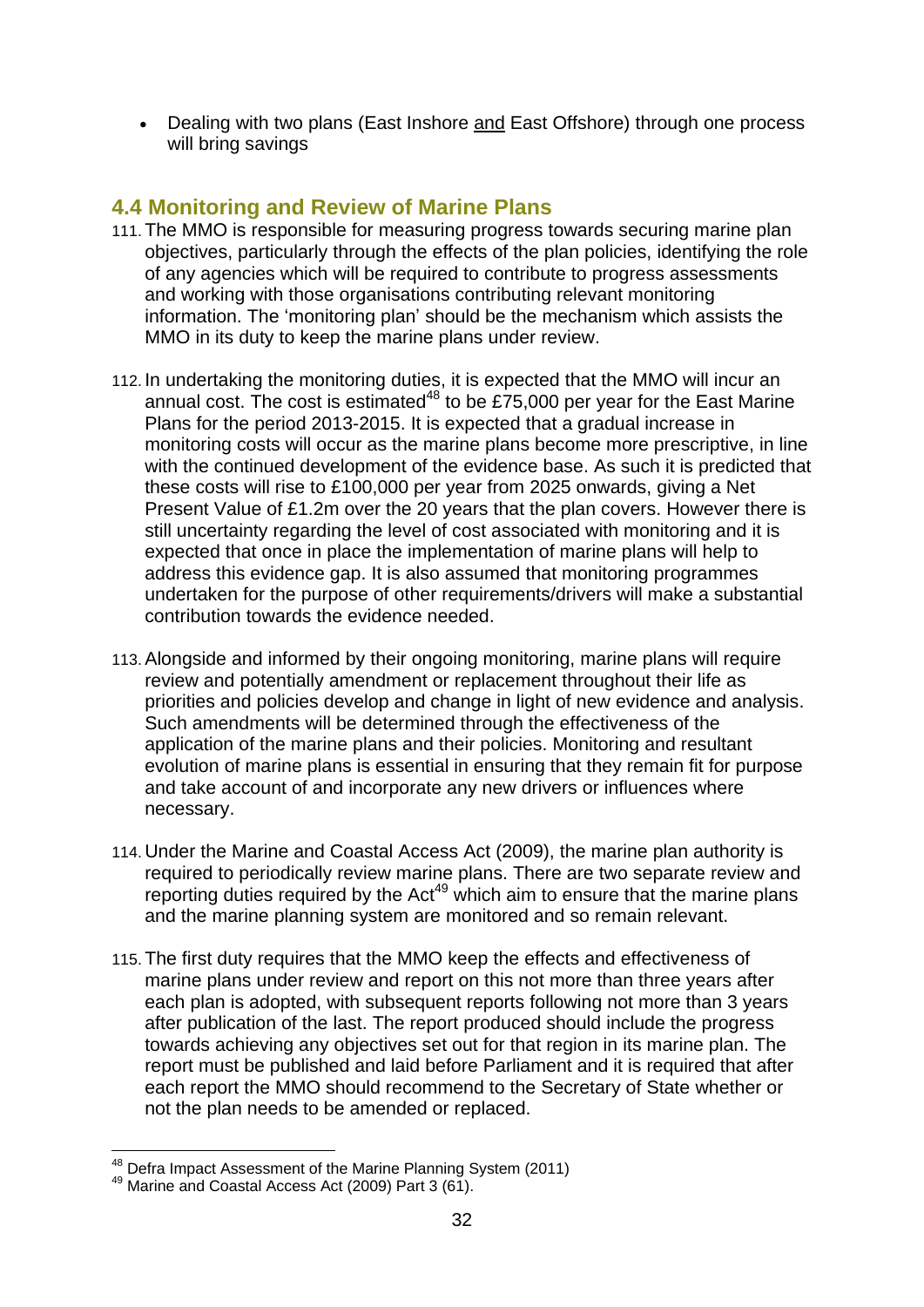- Dealing with two plans (East Inshore <u>and</u> East Offshore) through one process will bring savings

## 4.4 Monitoring and Review of Marine Plans

111. The MMO is responsible for measuring progress towards securing marine plan objectives, particularly through the effects of the plan policies, identifying the role of any agencies which will be required to contribute to progress assessments and working with those organisations contributing relevant monitoring information. The 'monitoring plan' should be the mechanism which assists the MMO in its duty to keep the marine plans under review.

112. In undertaking the monitoring duties, it is expected that the MMO will incur an annual cost. The cost is estimated[48] to be £75,000 per year for the East Marine Plans for the period 2013-2015. It is expected that a gradual increase in monitoring costs will occur as the marine plans become more prescriptive, in line with the continued development of the evidence base. As such it is predicted that these costs will rise to £100,000 per year from 2025 onwards, giving a Net Present Value of £1.2m over the 20 years that the plan covers. However there is still uncertainty regarding the level of cost associated with monitoring and it is expected that once in place the implementation of marine plans will help to address this evidence gap. It is also assumed that monitoring programmes undertaken for the purpose of other requirements/drivers will make a substantial contribution towards the evidence needed.

113. Alongside and informed by their ongoing monitoring, marine plans will require review and potentially amendment or replacement throughout their life as priorities and policies develop and change in light of new evidence and analysis. Such amendments will be determined through the effectiveness of the application of the marine plans and their policies. Monitoring and resultant evolution of marine plans is essential in ensuring that they remain fit for purpose and take account of and incorporate any new drivers or influences where necessary.

114. Under the Marine and Coastal Access Act (2009), the marine plan authority is required to periodically review marine plans. There are two separate review and reporting duties required by the Act[49] which aim to ensure that the marine plans and the marine planning system are monitored and so remain relevant.

115. The first duty requires that the MMO keep the effects and effectiveness of marine plans under review and report on this not more than three years after each plan is adopted, with subsequent reports following not more than 3 years after publication of the last. The report produced should include the progress towards achieving any objectives set out for that region in its marine plan. The report must be published and laid before Parliament and it is required that after each report the MMO should recommend to the Secretary of State whether or not the plan needs to be amended or replaced.

---

[48] Defra Impact Assessment of the Marine Planning System (2011)

[49] Marine and Coastal Access Act (2009) Part 3 (61).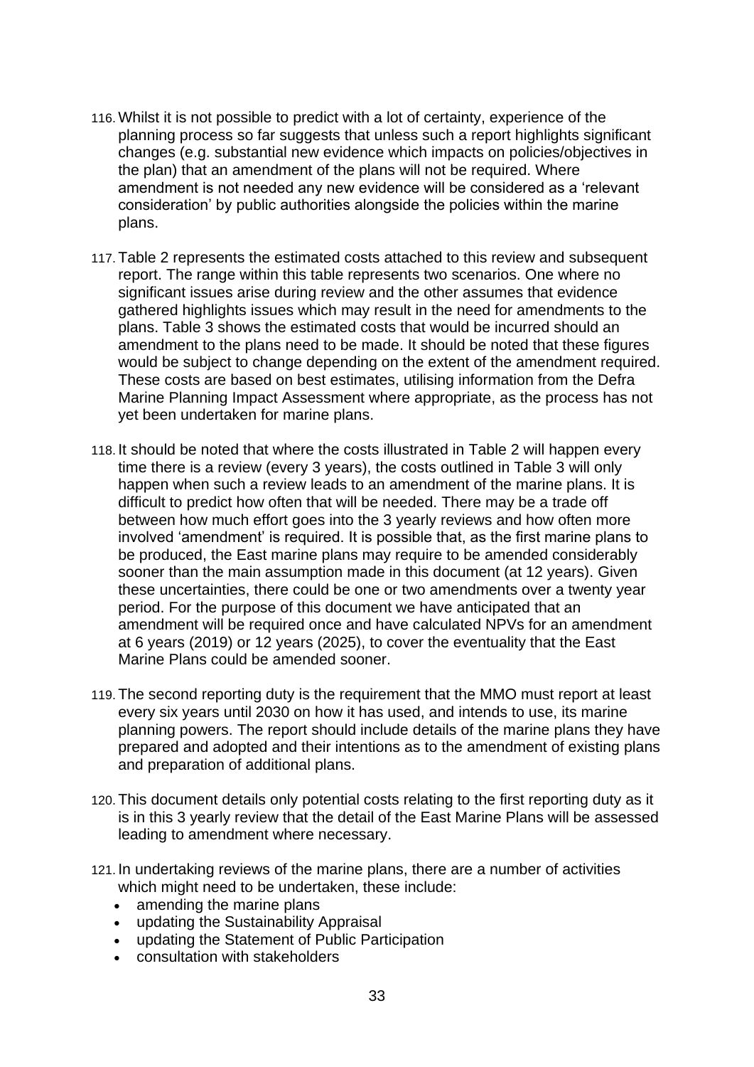116. Whilst it is not possible to predict with a lot of certainty, experience of the planning process so far suggests that unless such a report highlights significant changes (e.g. substantial new evidence which impacts on policies/objectives in the plan) that an amendment of the plans will not be required. Where amendment is not needed any new evidence will be considered as a 'relevant consideration' by public authorities alongside the policies within the marine plans.

117. Table 2 represents the estimated costs attached to this review and subsequent report. The range within this table represents two scenarios. One where no significant issues arise during review and the other assumes that evidence gathered highlights issues which may result in the need for amendments to the plans. Table 3 shows the estimated costs that would be incurred should an amendment to the plans need to be made. It should be noted that these figures would be subject to change depending on the extent of the amendment required. These costs are based on best estimates, utilising information from the Defra Marine Planning Impact Assessment where appropriate, as the process has not yet been undertaken for marine plans.

118. It should be noted that where the costs illustrated in Table 2 will happen every time there is a review (every 3 years), the costs outlined in Table 3 will only happen when such a review leads to an amendment of the marine plans. It is difficult to predict how often that will be needed. There may be a trade off between how much effort goes into the 3 yearly reviews and how often more involved 'amendment' is required. It is possible that, as the first marine plans to be produced, the East marine plans may require to be amended considerably sooner than the main assumption made in this document (at 12 years). Given these uncertainties, there could be one or two amendments over a twenty year period. For the purpose of this document we have anticipated that an amendment will be required once and have calculated NPVs for an amendment at 6 years (2019) or 12 years (2025), to cover the eventuality that the East Marine Plans could be amended sooner.

119. The second reporting duty is the requirement that the MMO must report at least every six years until 2030 on how it has used, and intends to use, its marine planning powers. The report should include details of the marine plans they have prepared and adopted and their intentions as to the amendment of existing plans and preparation of additional plans.

120. This document details only potential costs relating to the first reporting duty as it is in this 3 yearly review that the detail of the East Marine Plans will be assessed leading to amendment where necessary.

121. In undertaking reviews of the marine plans, there are a number of activities which might need to be undertaken, these include:
   - amending the marine plans
   - updating the Sustainability Appraisal
   - updating the Statement of Public Participation
   - consultation with stakeholders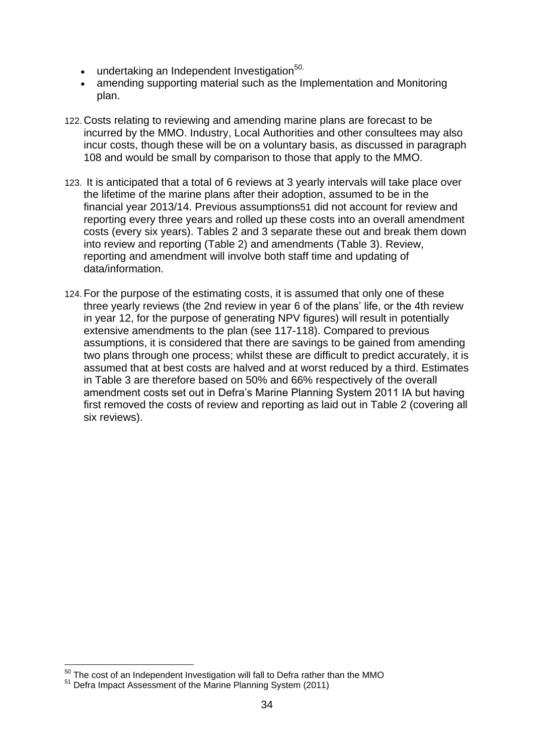- undertaking an Independent Investigation[50].
- amending supporting material such as the Implementation and Monitoring plan.

122. Costs relating to reviewing and amending marine plans are forecast to be incurred by the MMO. Industry, Local Authorities and other consultees may also incur costs, though these will be on a voluntary basis, as discussed in paragraph 108 and would be small by comparison to those that apply to the MMO.

123. It is anticipated that a total of 6 reviews at 3 yearly intervals will take place over the lifetime of the marine plans after their adoption, assumed to be in the financial year 2013/14. Previous assumptions51 did not account for review and reporting every three years and rolled up these costs into an overall amendment costs (every six years). Tables 2 and 3 separate these out and break them down into review and reporting (Table 2) and amendments (Table 3). Review, reporting and amendment will involve both staff time and updating of data/information.

124. For the purpose of the estimating costs, it is assumed that only one of these three yearly reviews (the 2nd review in year 6 of the plans' life, or the 4th review in year 12, for the purpose of generating NPV figures) will result in potentially extensive amendments to the plan (see 117-118). Compared to previous assumptions, it is considered that there are savings to be gained from amending two plans through one process; whilst these are difficult to predict accurately, it is assumed that at best costs are halved and at worst reduced by a third. Estimates in Table 3 are therefore based on 50% and 66% respectively of the overall amendment costs set out in Defra's Marine Planning System 2011 IA but having first removed the costs of review and reporting as laid out in Table 2 (covering all six reviews).

[50] The cost of an Independent Investigation will fall to Defra rather than the MMO

[51] Defra Impact Assessment of the Marine Planning System (2011)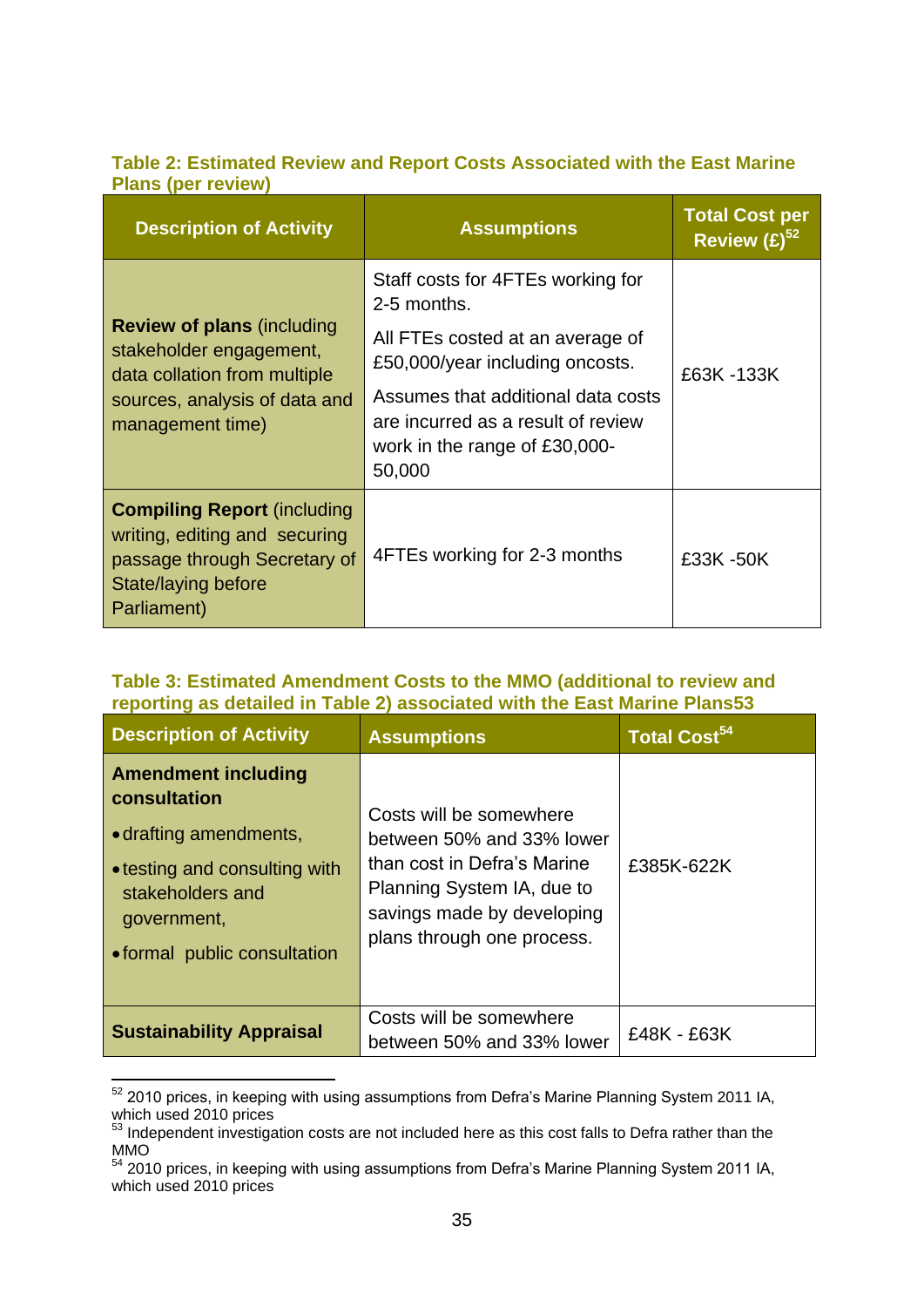**Table 2: Estimated Review and Report Costs Associated with the East Marine Plans (per review)**

| Description of Activity | Assumptions | Total Cost per Review (£)[52] |
|---|---|---|
| **Review of plans** (including stakeholder engagement, data collation from multiple sources, analysis of data and management time) | Staff costs for 4FTEs working for 2-5 months. All FTEs costed at an average of £50,000/year including oncosts. Assumes that additional data costs are incurred as a result of review work in the range of £30,000-50,000 | £63K -133K |
| **Compiling Report** (including writing, editing and securing passage through Secretary of State/laying before Parliament) | 4FTEs working for 2-3 months | £33K -50K |

**Table 3: Estimated Amendment Costs to the MMO (additional to review and reporting as detailed in Table 2) associated with the East Marine Plans53**

| Description of Activity | Assumptions | Total Cost[54] |
|---|---|---|
| **Amendment including consultation** <br> • drafting amendments, <br> • testing and consulting with stakeholders and government, <br> • formal public consultation | Costs will be somewhere between 50% and 33% lower than cost in Defra's Marine Planning System IA, due to savings made by developing plans through one process. | £385K-622K |
| **Sustainability Appraisal** | Costs will be somewhere between 50% and 33% lower | £48K - £63K |

[52] 2010 prices, in keeping with using assumptions from Defra's Marine Planning System 2011 IA, which used 2010 prices

[53] Independent investigation costs are not included here as this cost falls to Defra rather than the MMO

[54] 2010 prices, in keeping with using assumptions from Defra's Marine Planning System 2011 IA, which used 2010 prices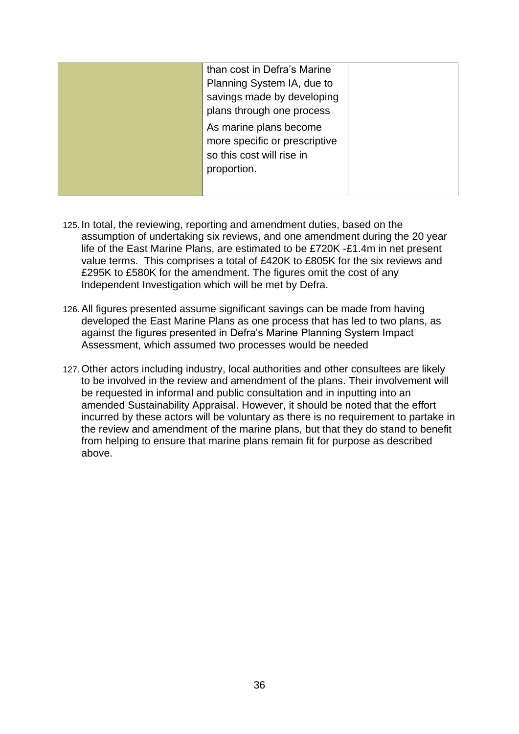|  | than cost in Defra's Marine Planning System IA, due to savings made by developing plans through one process<br><br>As marine plans become more specific or prescriptive so this cost will rise in proportion. |  |
|---|---|---|

125. In total, the reviewing, reporting and amendment duties, based on the assumption of undertaking six reviews, and one amendment during the 20 year life of the East Marine Plans, are estimated to be £720K -£1.4m in net present value terms. This comprises a total of £420K to £805K for the six reviews and £295K to £580K for the amendment. The figures omit the cost of any Independent Investigation which will be met by Defra.

126. All figures presented assume significant savings can be made from having developed the East Marine Plans as one process that has led to two plans, as against the figures presented in Defra's Marine Planning System Impact Assessment, which assumed two processes would be needed

127. Other actors including industry, local authorities and other consultees are likely to be involved in the review and amendment of the plans. Their involvement will be requested in informal and public consultation and in inputting into an amended Sustainability Appraisal. However, it should be noted that the effort incurred by these actors will be voluntary as there is no requirement to partake in the review and amendment of the marine plans, but that they do stand to benefit from helping to ensure that marine plans remain fit for purpose as described above.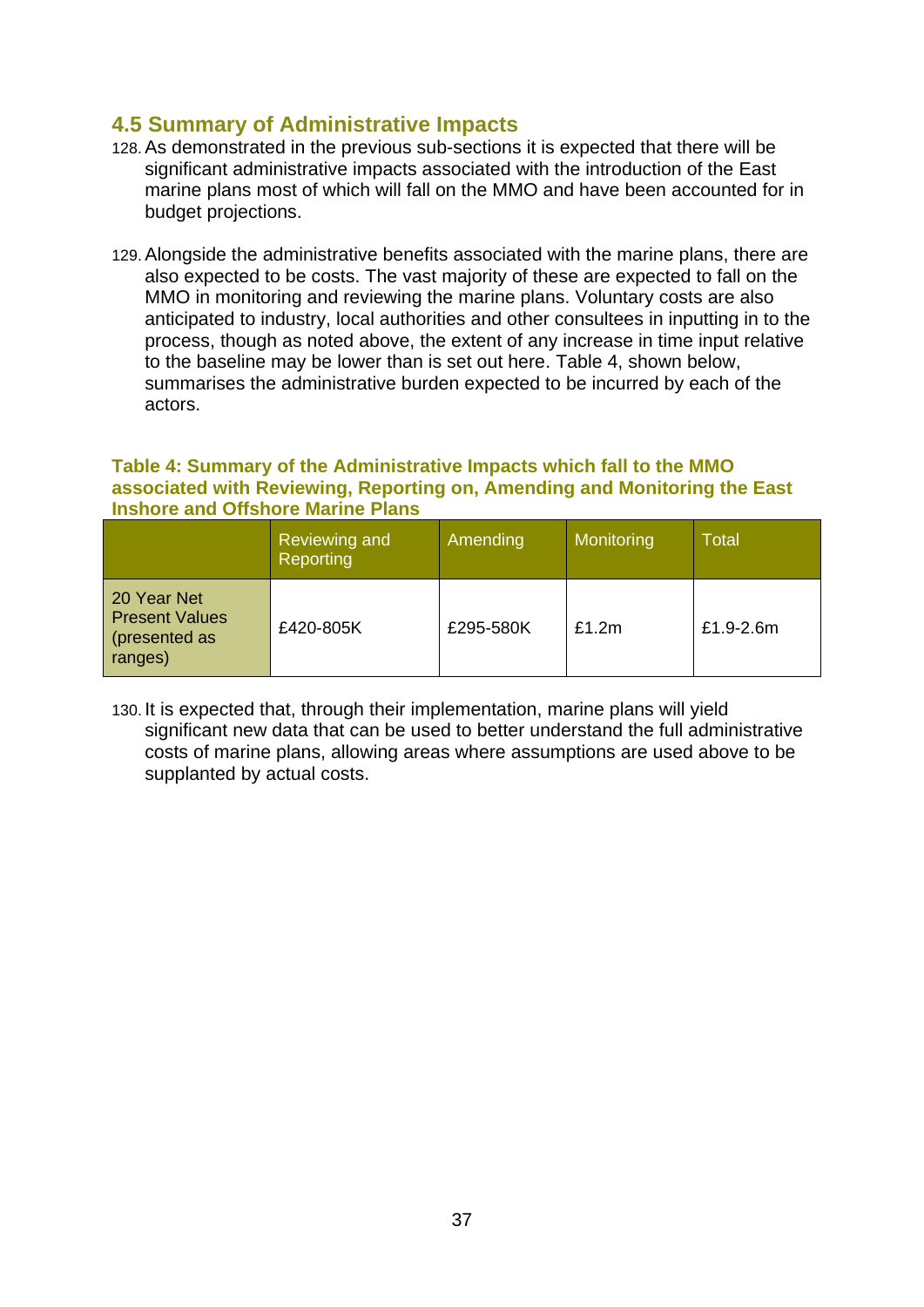## 4.5 Summary of Administrative Impacts

128. As demonstrated in the previous sub-sections it is expected that there will be significant administrative impacts associated with the introduction of the East marine plans most of which will fall on the MMO and have been accounted for in budget projections.

129. Alongside the administrative benefits associated with the marine plans, there are also expected to be costs. The vast majority of these are expected to fall on the MMO in monitoring and reviewing the marine plans. Voluntary costs are also anticipated to industry, local authorities and other consultees in inputting in to the process, though as noted above, the extent of any increase in time input relative to the baseline may be lower than is set out here. Table 4, shown below, summarises the administrative burden expected to be incurred by each of the actors.

**Table 4: Summary of the Administrative Impacts which fall to the MMO associated with Reviewing, Reporting on, Amending and Monitoring the East Inshore and Offshore Marine Plans**

| | Reviewing and Reporting | Amending | Monitoring | Total |
|---|---|---|---|---|
| 20 Year Net Present Values (presented as ranges) | £420-805K | £295-580K | £1.2m | £1.9-2.6m |

130. It is expected that, through their implementation, marine plans will yield significant new data that can be used to better understand the full administrative costs of marine plans, allowing areas where assumptions are used above to be supplanted by actual costs.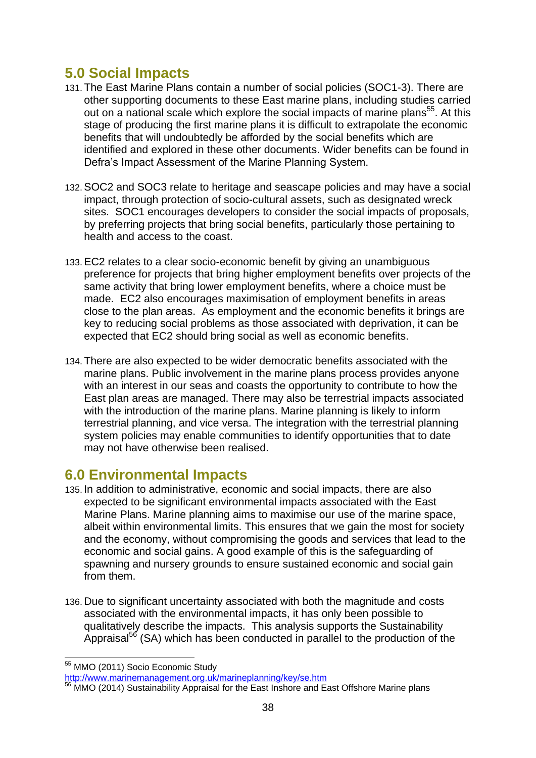## 5.0 Social Impacts

131. The East Marine Plans contain a number of social policies (SOC1-3). There are other supporting documents to these East marine plans, including studies carried out on a national scale which explore the social impacts of marine plans[55]. At this stage of producing the first marine plans it is difficult to extrapolate the economic benefits that will undoubtedly be afforded by the social benefits which are identified and explored in these other documents. Wider benefits can be found in Defra's Impact Assessment of the Marine Planning System.

132. SOC2 and SOC3 relate to heritage and seascape policies and may have a social impact, through protection of socio-cultural assets, such as designated wreck sites. SOC1 encourages developers to consider the social impacts of proposals, by preferring projects that bring social benefits, particularly those pertaining to health and access to the coast.

133. EC2 relates to a clear socio-economic benefit by giving an unambiguous preference for projects that bring higher employment benefits over projects of the same activity that bring lower employment benefits, where a choice must be made. EC2 also encourages maximisation of employment benefits in areas close to the plan areas. As employment and the economic benefits it brings are key to reducing social problems as those associated with deprivation, it can be expected that EC2 should bring social as well as economic benefits.

134. There are also expected to be wider democratic benefits associated with the marine plans. Public involvement in the marine plans process provides anyone with an interest in our seas and coasts the opportunity to contribute to how the East plan areas are managed. There may also be terrestrial impacts associated with the introduction of the marine plans. Marine planning is likely to inform terrestrial planning, and vice versa. The integration with the terrestrial planning system policies may enable communities to identify opportunities that to date may not have otherwise been realised.

## 6.0 Environmental Impacts

135. In addition to administrative, economic and social impacts, there are also expected to be significant environmental impacts associated with the East Marine Plans. Marine planning aims to maximise our use of the marine space, albeit within environmental limits. This ensures that we gain the most for society and the economy, without compromising the goods and services that lead to the economic and social gains. A good example of this is the safeguarding of spawning and nursery grounds to ensure sustained economic and social gain from them.

136. Due to significant uncertainty associated with both the magnitude and costs associated with the environmental impacts, it has only been possible to qualitatively describe the impacts. This analysis supports the Sustainability Appraisal[56] (SA) which has been conducted in parallel to the production of the

---

[55] MMO (2011) Socio Economic Study http://www.marinemanagement.org.uk/marineplanning/key/se.htm

[56] MMO (2014) Sustainability Appraisal for the East Inshore and East Offshore Marine plans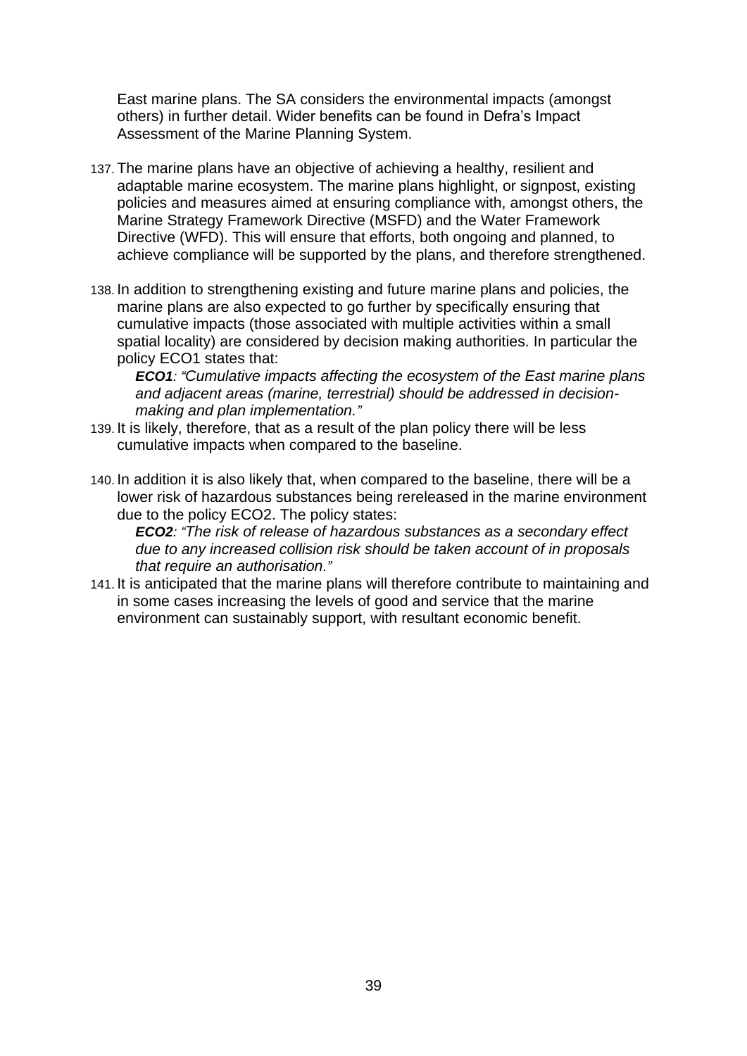East marine plans. The SA considers the environmental impacts (amongst others) in further detail. Wider benefits can be found in Defra's Impact Assessment of the Marine Planning System.

137. The marine plans have an objective of achieving a healthy, resilient and adaptable marine ecosystem. The marine plans highlight, or signpost, existing policies and measures aimed at ensuring compliance with, amongst others, the Marine Strategy Framework Directive (MSFD) and the Water Framework Directive (WFD). This will ensure that efforts, both ongoing and planned, to achieve compliance will be supported by the plans, and therefore strengthened.

138. In addition to strengthening existing and future marine plans and policies, the marine plans are also expected to go further by specifically ensuring that cumulative impacts (those associated with multiple activities within a small spatial locality) are considered by decision making authorities. In particular the policy ECO1 states that:

    ***ECO1****: "Cumulative impacts affecting the ecosystem of the East marine plans and adjacent areas (marine, terrestrial) should be addressed in decision-making and plan implementation."*

139. It is likely, therefore, that as a result of the plan policy there will be less cumulative impacts when compared to the baseline.

140. In addition it is also likely that, when compared to the baseline, there will be a lower risk of hazardous substances being rereleased in the marine environment due to the policy ECO2. The policy states:

    ***ECO2****: "The risk of release of hazardous substances as a secondary effect due to any increased collision risk should be taken account of in proposals that require an authorisation."*

141. It is anticipated that the marine plans will therefore contribute to maintaining and in some cases increasing the levels of good and service that the marine environment can sustainably support, with resultant economic benefit.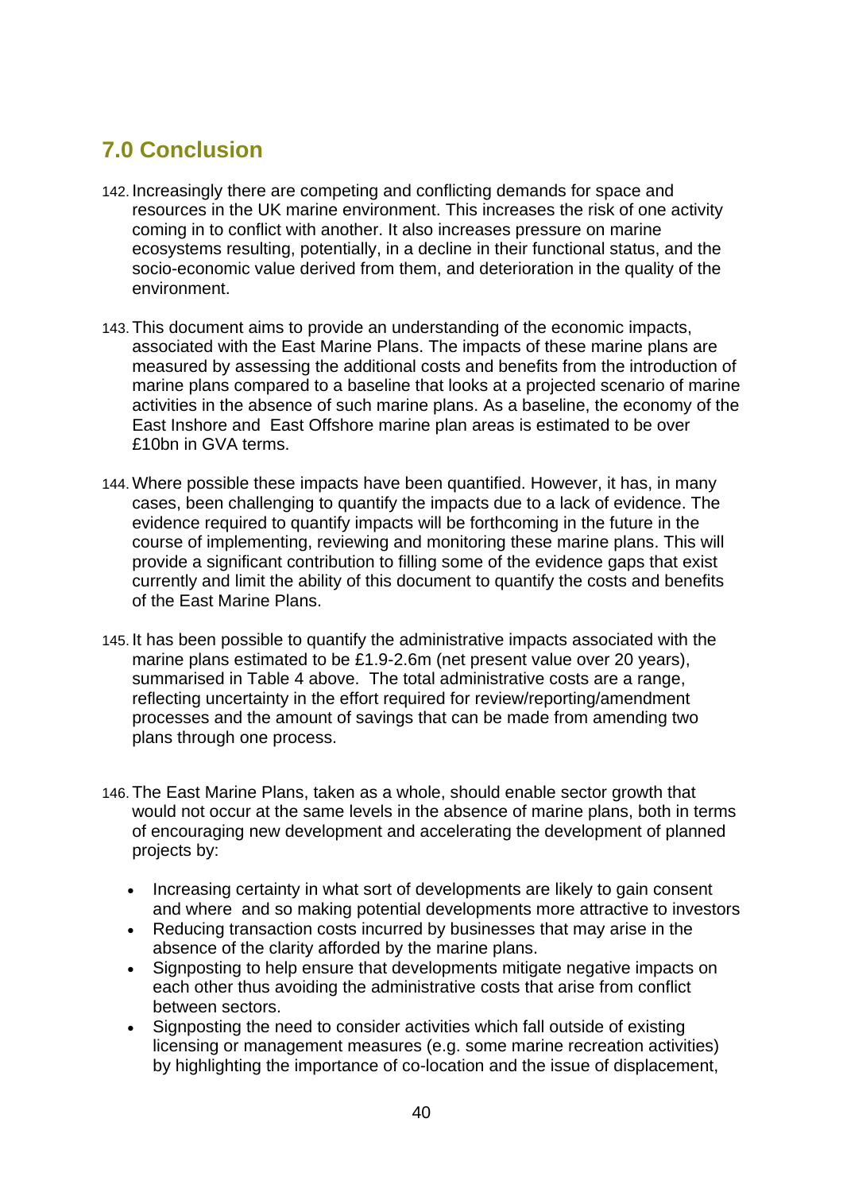## 7.0 Conclusion

142. Increasingly there are competing and conflicting demands for space and resources in the UK marine environment. This increases the risk of one activity coming in to conflict with another. It also increases pressure on marine ecosystems resulting, potentially, in a decline in their functional status, and the socio-economic value derived from them, and deterioration in the quality of the environment.

143. This document aims to provide an understanding of the economic impacts, associated with the East Marine Plans. The impacts of these marine plans are measured by assessing the additional costs and benefits from the introduction of marine plans compared to a baseline that looks at a projected scenario of marine activities in the absence of such marine plans. As a baseline, the economy of the East Inshore and East Offshore marine plan areas is estimated to be over £10bn in GVA terms.

144. Where possible these impacts have been quantified. However, it has, in many cases, been challenging to quantify the impacts due to a lack of evidence. The evidence required to quantify impacts will be forthcoming in the future in the course of implementing, reviewing and monitoring these marine plans. This will provide a significant contribution to filling some of the evidence gaps that exist currently and limit the ability of this document to quantify the costs and benefits of the East Marine Plans.

145. It has been possible to quantify the administrative impacts associated with the marine plans estimated to be £1.9-2.6m (net present value over 20 years), summarised in Table 4 above. The total administrative costs are a range, reflecting uncertainty in the effort required for review/reporting/amendment processes and the amount of savings that can be made from amending two plans through one process.

146. The East Marine Plans, taken as a whole, should enable sector growth that would not occur at the same levels in the absence of marine plans, both in terms of encouraging new development and accelerating the development of planned projects by:

- Increasing certainty in what sort of developments are likely to gain consent and where and so making potential developments more attractive to investors
- Reducing transaction costs incurred by businesses that may arise in the absence of the clarity afforded by the marine plans.
- Signposting to help ensure that developments mitigate negative impacts on each other thus avoiding the administrative costs that arise from conflict between sectors.
- Signposting the need to consider activities which fall outside of existing licensing or management measures (e.g. some marine recreation activities) by highlighting the importance of co-location and the issue of displacement,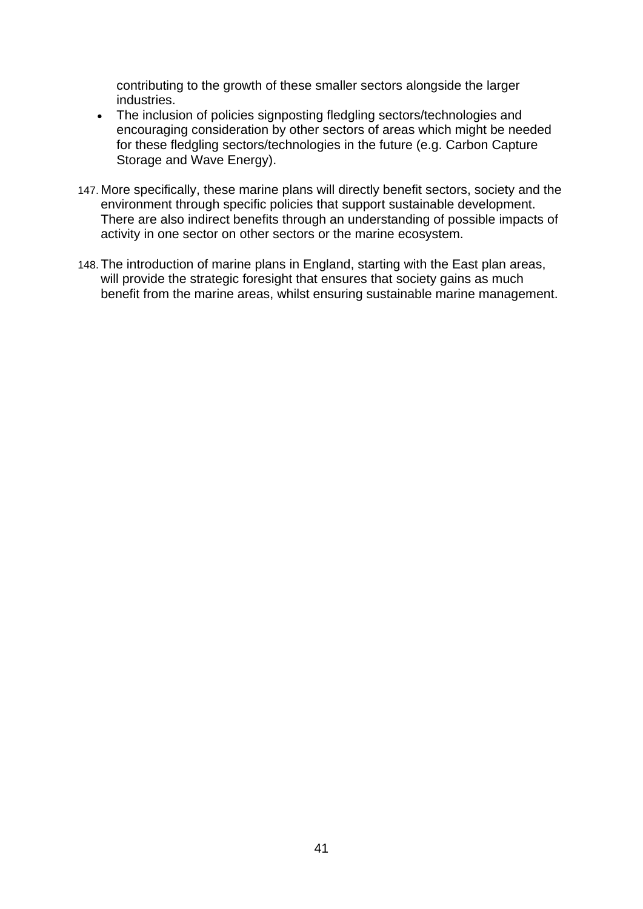contributing to the growth of these smaller sectors alongside the larger industries.

- The inclusion of policies signposting fledgling sectors/technologies and encouraging consideration by other sectors of areas which might be needed for these fledgling sectors/technologies in the future (e.g. Carbon Capture Storage and Wave Energy).

147. More specifically, these marine plans will directly benefit sectors, society and the environment through specific policies that support sustainable development. There are also indirect benefits through an understanding of possible impacts of activity in one sector on other sectors or the marine ecosystem.

148. The introduction of marine plans in England, starting with the East plan areas, will provide the strategic foresight that ensures that society gains as much benefit from the marine areas, whilst ensuring sustainable marine management.